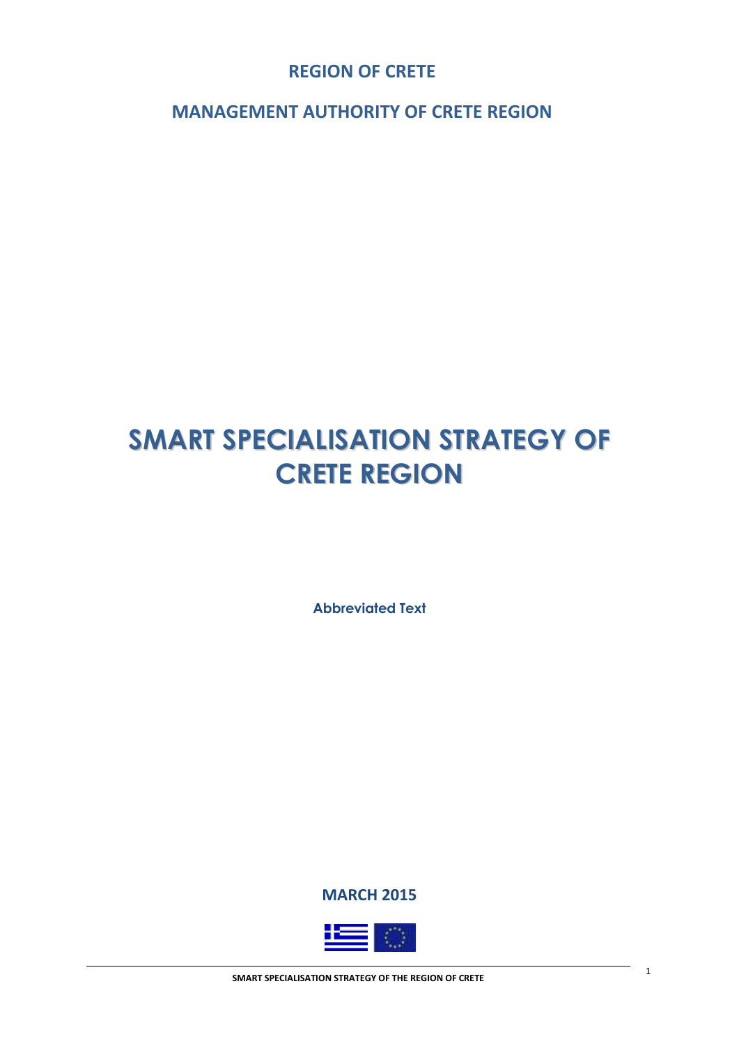**REGION OF CRETE**

**MANAGEMENT AUTHORITY OF CRETE REGION**

# SMART SPECIALISATION STRATEGY OF CRETE REGION

**Abbreviated Text**

**MARCH 2015**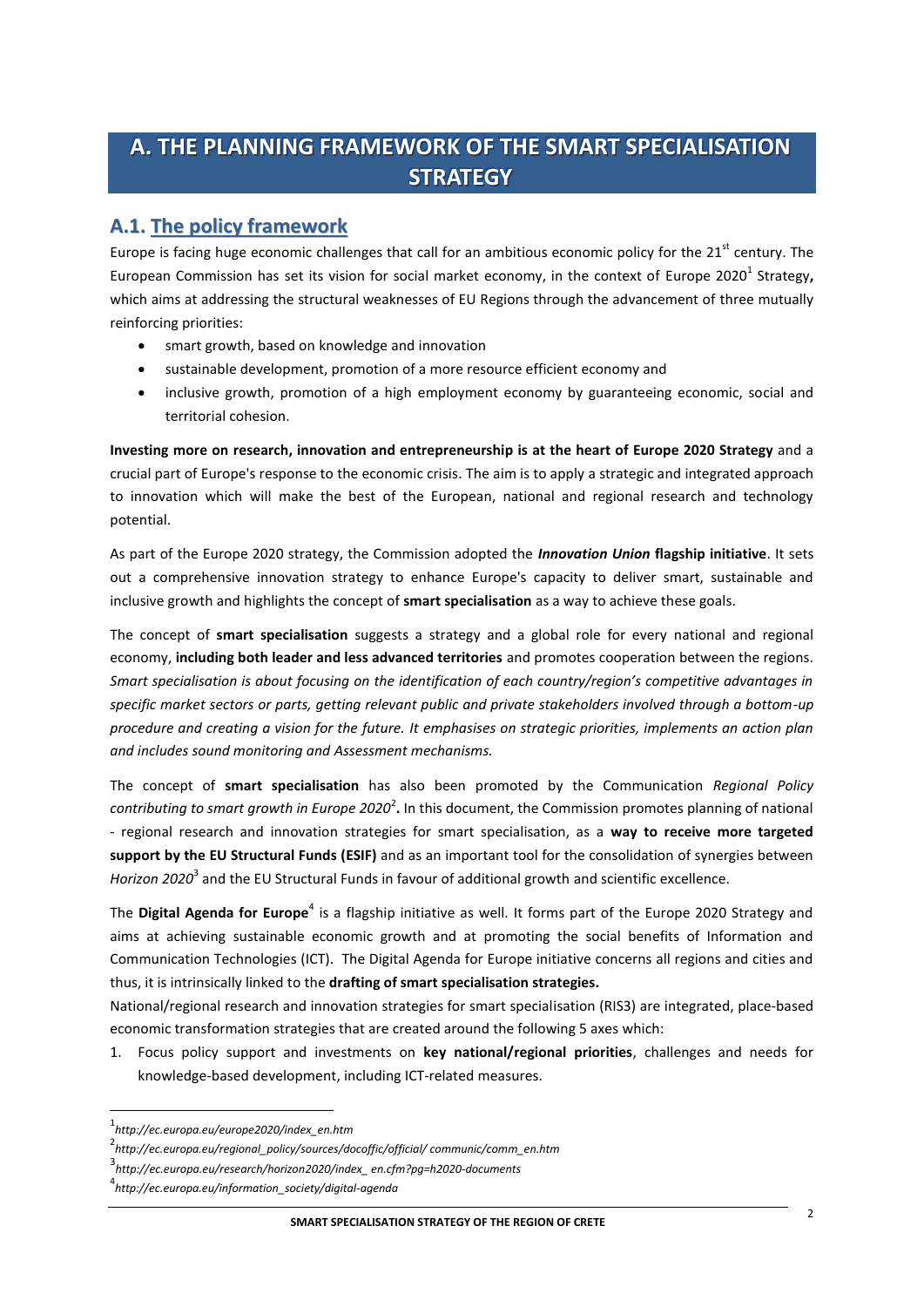# A. THE PLANNING FRAMEWORK OF THE SMART SPECIALISATION STRATEGY

## A.1. The policy framework

Europe is facing huge economic challenges that call for an ambitious economic policy for the 21st century. The European Commission has set its vision for social market economy, in the context of Europe 2020[1] Strategy**,** which aims at addressing the structural weaknesses of EU Regions through the advancement of three mutually reinforcing priorities:

- smart growth, based on knowledge and innovation
- sustainable development, promotion of a more resource efficient economy and
- inclusive growth, promotion of a high employment economy by guaranteeing economic, social and territorial cohesion.

**Investing more on research, innovation and entrepreneurship is at the heart of Europe 2020 Strategy** and a crucial part of Europe's response to the economic crisis. The aim is to apply a strategic and integrated approach to innovation which will make the best of the European, national and regional research and technology potential.

As part of the Europe 2020 strategy, the Commission adopted the ***Innovation Union* flagship initiative**. It sets out a comprehensive innovation strategy to enhance Europe's capacity to deliver smart, sustainable and inclusive growth and highlights the concept of **smart specialisation** as a way to achieve these goals.

The concept of **smart specialisation** suggests a strategy and a global role for every national and regional economy, **including both leader and less advanced territories** and promotes cooperation between the regions. *Smart specialisation is about focusing on the identification of each country/region's competitive advantages in specific market sectors or parts, getting relevant public and private stakeholders involved through a bottom-up procedure and creating a vision for the future. It emphasises on strategic priorities, implements an action plan and includes sound monitoring and Assessment mechanisms.*

The concept of **smart specialisation** has also been promoted by the Communication *Regional Policy contributing to smart growth in Europe 2020*[2]**.** In this document, the Commission promotes planning of national - regional research and innovation strategies for smart specialisation, as a **way to receive more targeted support by the EU Structural Funds (ESIF)** and as an important tool for the consolidation of synergies between *Horizon 2020*[3] and the EU Structural Funds in favour of additional growth and scientific excellence.

The **Digital Agenda for Europe**[4] is a flagship initiative as well. It forms part of the Europe 2020 Strategy and aims at achieving sustainable economic growth and at promoting the social benefits of Information and Communication Technologies (ICT). The Digital Agenda for Europe initiative concerns all regions and cities and thus, it is intrinsically linked to the **drafting of smart specialisation strategies.**

National/regional research and innovation strategies for smart specialisation (RIS3) are integrated, place-based economic transformation strategies that are created around the following 5 axes which:

1. Focus policy support and investments on **key national/regional priorities**, challenges and needs for knowledge-based development, including ICT-related measures.

---

[1] *http://ec.europa.eu/europe2020/index_en.htm*

[2] *http://ec.europa.eu/regional_policy/sources/docoffic/official/ communic/comm_en.htm*

[3] *http://ec.europa.eu/research/horizon2020/index_ en.cfm?pg=h2020-documents*

[4] *http://ec.europa.eu/information_society/digital-agenda*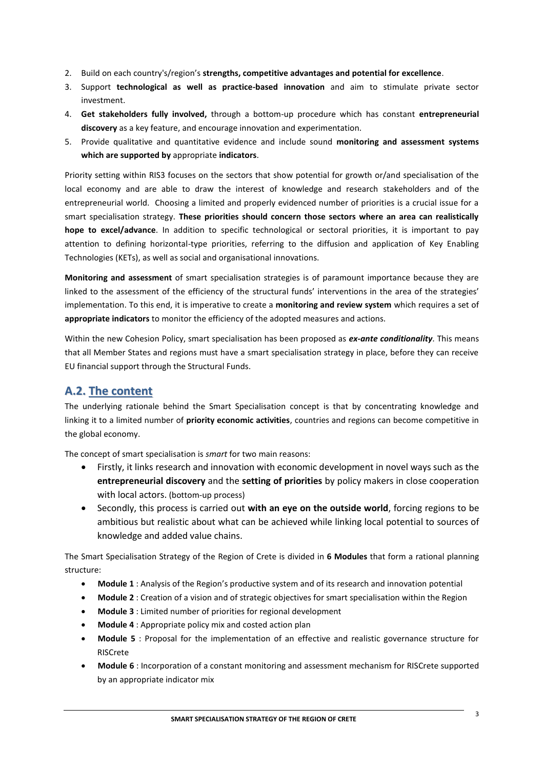2. Build on each country's/region's **strengths, competitive advantages and potential for excellence**.
3. Support **technological as well as practice-based innovation** and aim to stimulate private sector investment.
4. **Get stakeholders fully involved,** through a bottom-up procedure which has constant **entrepreneurial discovery** as a key feature, and encourage innovation and experimentation.
5. Provide qualitative and quantitative evidence and include sound **monitoring and assessment systems which are supported by** appropriate **indicators**.

Priority setting within RIS3 focuses on the sectors that show potential for growth or/and specialisation of the local economy and are able to draw the interest of knowledge and research stakeholders and of the entrepreneurial world. Choosing a limited and properly evidenced number of priorities is a crucial issue for a smart specialisation strategy. **These priorities should concern those sectors where an area can realistically hope to excel/advance**. In addition to specific technological or sectoral priorities, it is important to pay attention to defining horizontal-type priorities, referring to the diffusion and application of Key Enabling Technologies (KETs), as well as social and organisational innovations.

**Monitoring and assessment** of smart specialisation strategies is of paramount importance because they are linked to the assessment of the efficiency of the structural funds' interventions in the area of the strategies' implementation. To this end, it is imperative to create a **monitoring and review system** which requires a set of **appropriate indicators** to monitor the efficiency of the adopted measures and actions.

Within the new Cohesion Policy, smart specialisation has been proposed as ***ex-ante conditionality***. This means that all Member States and regions must have a smart specialisation strategy in place, before they can receive EU financial support through the Structural Funds.

## A.2. The content

The underlying rationale behind the Smart Specialisation concept is that by concentrating knowledge and linking it to a limited number of **priority economic activities**, countries and regions can become competitive in the global economy.

The concept of smart specialisation is *smart* for two main reasons:

- Firstly, it links research and innovation with economic development in novel ways such as the **entrepreneurial discovery** and the **setting of priorities** by policy makers in close cooperation with local actors. (bottom-up process)
- Secondly, this process is carried out **with an eye on the outside world**, forcing regions to be ambitious but realistic about what can be achieved while linking local potential to sources of knowledge and added value chains.

The Smart Specialisation Strategy of the Region of Crete is divided in **6 Modules** that form a rational planning structure:

- **Module 1** : Analysis of the Region's productive system and of its research and innovation potential
- **Module 2** : Creation of a vision and of strategic objectives for smart specialisation within the Region
- **Module 3** : Limited number of priorities for regional development
- **Module 4** : Appropriate policy mix and costed action plan
- **Module 5** : Proposal for the implementation of an effective and realistic governance structure for RISCrete
- **Module 6** : Incorporation of a constant monitoring and assessment mechanism for RISCrete supported by an appropriate indicator mix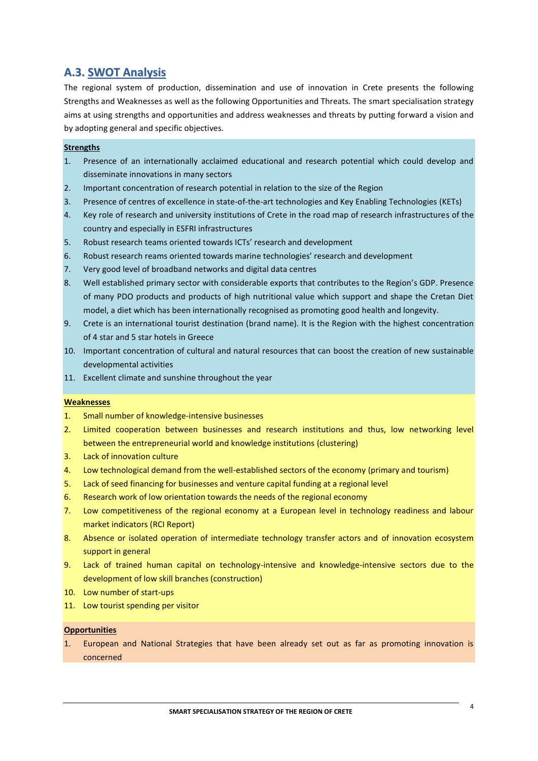## A.3. SWOT Analysis

The regional system of production, dissemination and use of innovation in Crete presents the following Strengths and Weaknesses as well as the following Opportunities and Threats. The smart specialisation strategy aims at using strengths and opportunities and address weaknesses and threats by putting forward a vision and by adopting general and specific objectives.

**Strengths**

1. Presence of an internationally acclaimed educational and research potential which could develop and disseminate innovations in many sectors
2. Important concentration of research potential in relation to the size of the Region
3. Presence of centres of excellence in state-of-the-art technologies and Key Enabling Technologies (KETs)
4. Key role of research and university institutions of Crete in the road map of research infrastructures of the country and especially in ESFRI infrastructures
5. Robust research teams oriented towards ICTs' research and development
6. Robust research reams oriented towards marine technologies' research and development
7. Very good level of broadband networks and digital data centres
8. Well established primary sector with considerable exports that contributes to the Region's GDP. Presence of many PDO products and products of high nutritional value which support and shape the Cretan Diet model, a diet which has been internationally recognised as promoting good health and longevity.
9. Crete is an international tourist destination (brand name). It is the Region with the highest concentration of 4 star and 5 star hotels in Greece
10. Important concentration of cultural and natural resources that can boost the creation of new sustainable developmental activities
11. Excellent climate and sunshine throughout the year

**Weaknesses**

1. Small number of knowledge-intensive businesses
2. Limited cooperation between businesses and research institutions and thus, low networking level between the entrepreneurial world and knowledge institutions (clustering)
3. Lack of innovation culture
4. Low technological demand from the well-established sectors of the economy (primary and tourism)
5. Lack of seed financing for businesses and venture capital funding at a regional level
6. Research work of low orientation towards the needs of the regional economy
7. Low competitiveness of the regional economy at a European level in technology readiness and labour market indicators (RCI Report)
8. Absence or isolated operation of intermediate technology transfer actors and of innovation ecosystem support in general
9. Lack of trained human capital on technology-intensive and knowledge-intensive sectors due to the development of low skill branches (construction)
10. Low number of start-ups
11. Low tourist spending per visitor

**Opportunities**

1. European and National Strategies that have been already set out as far as promoting innovation is concerned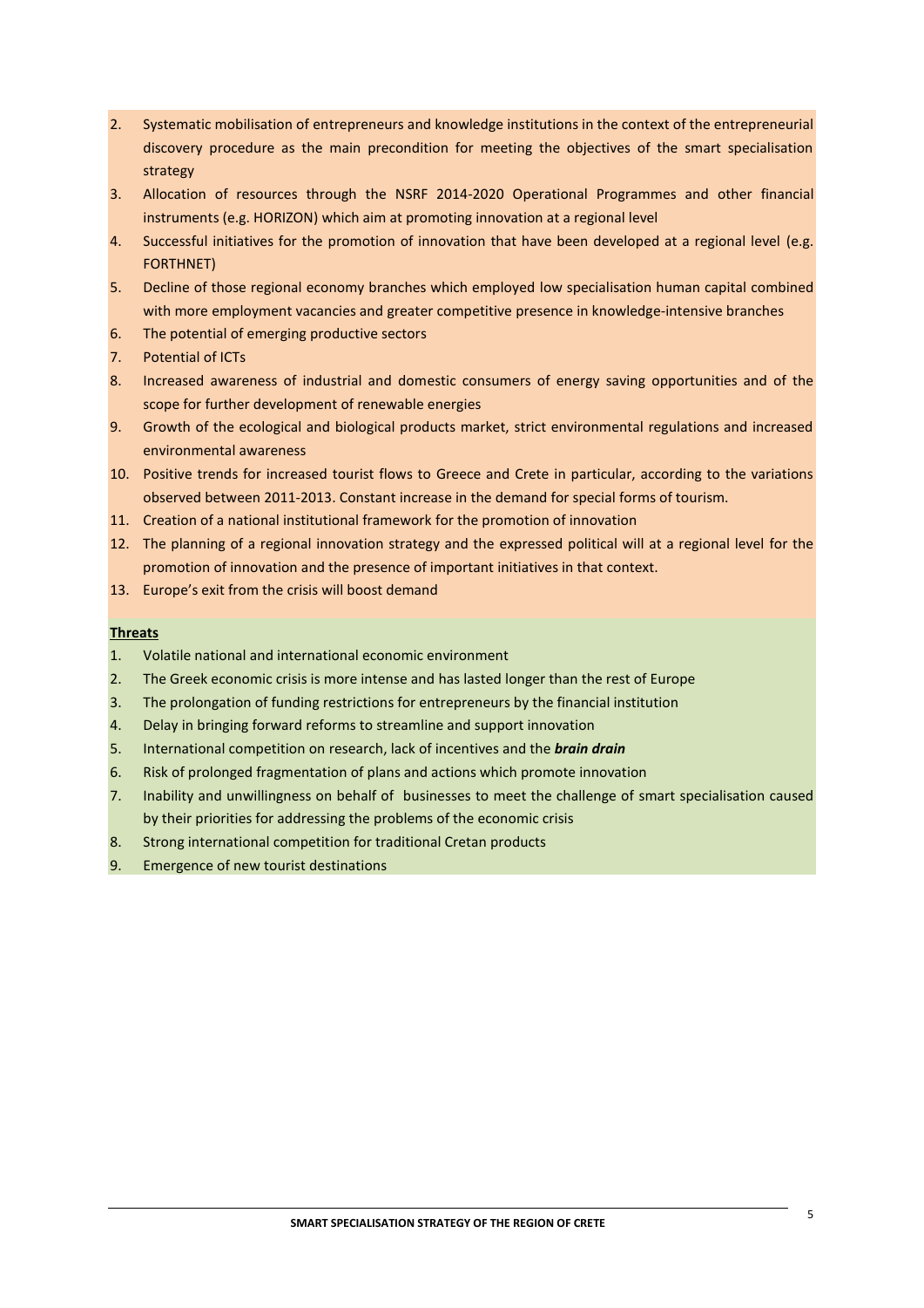2. Systematic mobilisation of entrepreneurs and knowledge institutions in the context of the entrepreneurial discovery procedure as the main precondition for meeting the objectives of the smart specialisation strategy
3. Allocation of resources through the NSRF 2014-2020 Operational Programmes and other financial instruments (e.g. HORIZON) which aim at promoting innovation at a regional level
4. Successful initiatives for the promotion of innovation that have been developed at a regional level (e.g. FORTHNET)
5. Decline of those regional economy branches which employed low specialisation human capital combined with more employment vacancies and greater competitive presence in knowledge-intensive branches
6. The potential of emerging productive sectors
7. Potential of ICTs
8. Increased awareness of industrial and domestic consumers of energy saving opportunities and of the scope for further development of renewable energies
9. Growth of the ecological and biological products market, strict environmental regulations and increased environmental awareness
10. Positive trends for increased tourist flows to Greece and Crete in particular, according to the variations observed between 2011-2013. Constant increase in the demand for special forms of tourism.
11. Creation of a national institutional framework for the promotion of innovation
12. The planning of a regional innovation strategy and the expressed political will at a regional level for the promotion of innovation and the presence of important initiatives in that context.
13. Europe's exit from the crisis will boost demand

**Threats**

1. Volatile national and international economic environment
2. The Greek economic crisis is more intense and has lasted longer than the rest of Europe
3. The prolongation of funding restrictions for entrepreneurs by the financial institution
4. Delay in bringing forward reforms to streamline and support innovation
5. International competition on research, lack of incentives and the ***brain drain***
6. Risk of prolonged fragmentation of plans and actions which promote innovation
7. Inability and unwillingness on behalf of businesses to meet the challenge of smart specialisation caused by their priorities for addressing the problems of the economic crisis
8. Strong international competition for traditional Cretan products
9. Emergence of new tourist destinations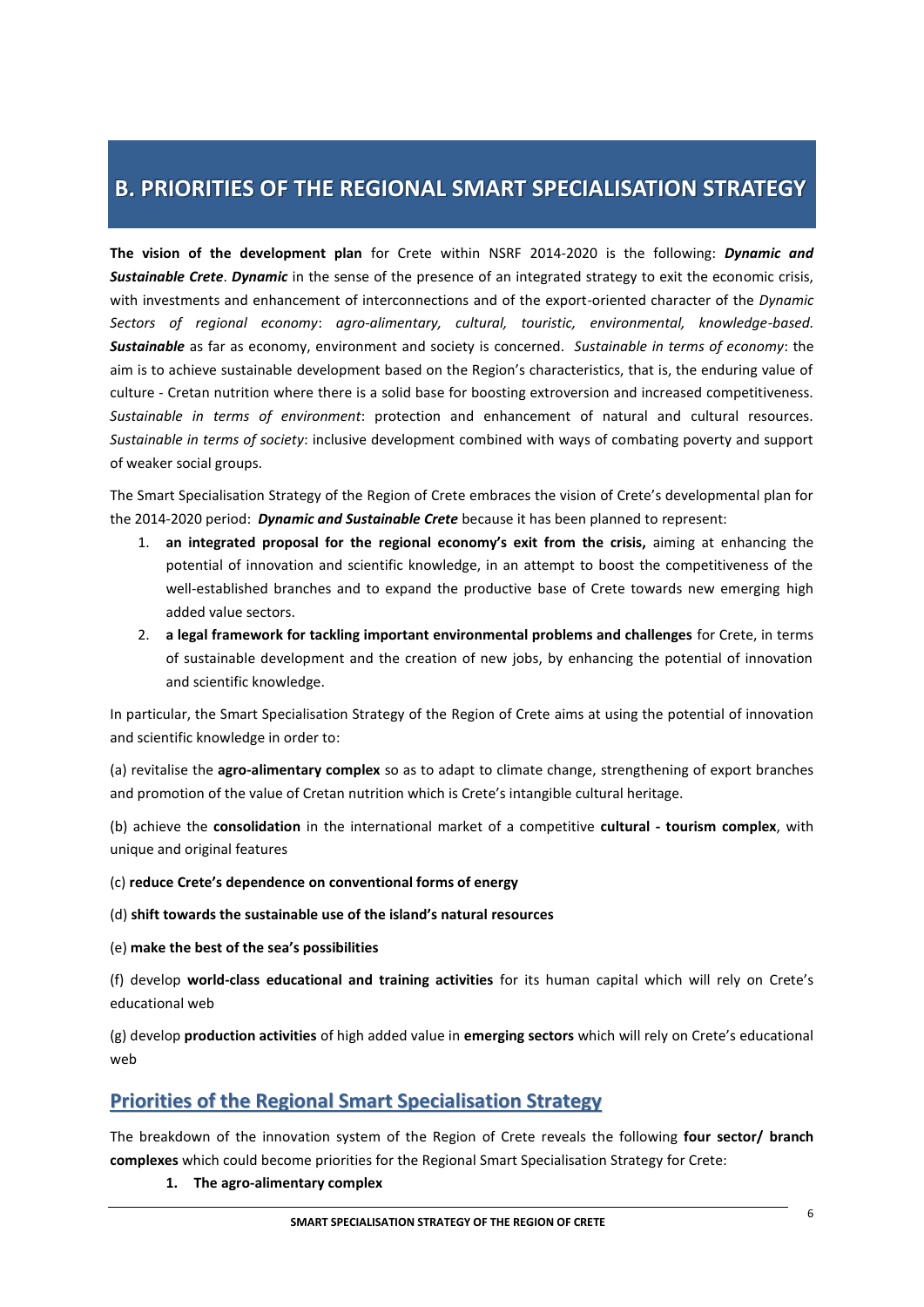# B. PRIORITIES OF THE REGIONAL SMART SPECIALISATION STRATEGY

**The vision of the development plan** for Crete within NSRF 2014-2020 is the following: ***Dynamic and Sustainable Crete***. ***Dynamic*** in the sense of the presence of an integrated strategy to exit the economic crisis, with investments and enhancement of interconnections and of the export-oriented character of the *Dynamic Sectors of regional economy*: *agro-alimentary, cultural, touristic, environmental, knowledge-based.* ***Sustainable*** as far as economy, environment and society is concerned. *Sustainable in terms of economy*: the aim is to achieve sustainable development based on the Region's characteristics, that is, the enduring value of culture - Cretan nutrition where there is a solid base for boosting extroversion and increased competitiveness. *Sustainable in terms of environment*: protection and enhancement of natural and cultural resources. *Sustainable in terms of society*: inclusive development combined with ways of combating poverty and support of weaker social groups.

The Smart Specialisation Strategy of the Region of Crete embraces the vision of Crete's developmental plan for the 2014-2020 period: ***Dynamic and Sustainable Crete*** because it has been planned to represent:

1. **an integrated proposal for the regional economy's exit from the crisis,** aiming at enhancing the potential of innovation and scientific knowledge, in an attempt to boost the competitiveness of the well-established branches and to expand the productive base of Crete towards new emerging high added value sectors.
2. **a legal framework for tackling important environmental problems and challenges** for Crete, in terms of sustainable development and the creation of new jobs, by enhancing the potential of innovation and scientific knowledge.

In particular, the Smart Specialisation Strategy of the Region of Crete aims at using the potential of innovation and scientific knowledge in order to:

(a) revitalise the **agro-alimentary complex** so as to adapt to climate change, strengthening of export branches and promotion of the value of Cretan nutrition which is Crete's intangible cultural heritage.

(b) achieve the **consolidation** in the international market of a competitive **cultural - tourism complex**, with unique and original features

(c) **reduce Crete's dependence on conventional forms of energy**

(d) **shift towards the sustainable use of the island's natural resources**

(e) **make the best of the sea's possibilities**

(f) develop **world-class educational and training activities** for its human capital which will rely on Crete's educational web

(g) develop **production activities** of high added value in **emerging sectors** which will rely on Crete's educational web

## Priorities of the Regional Smart Specialisation Strategy

The breakdown of the innovation system of the Region of Crete reveals the following **four sector/ branch complexes** which could become priorities for the Regional Smart Specialisation Strategy for Crete:

1. **The agro-alimentary complex**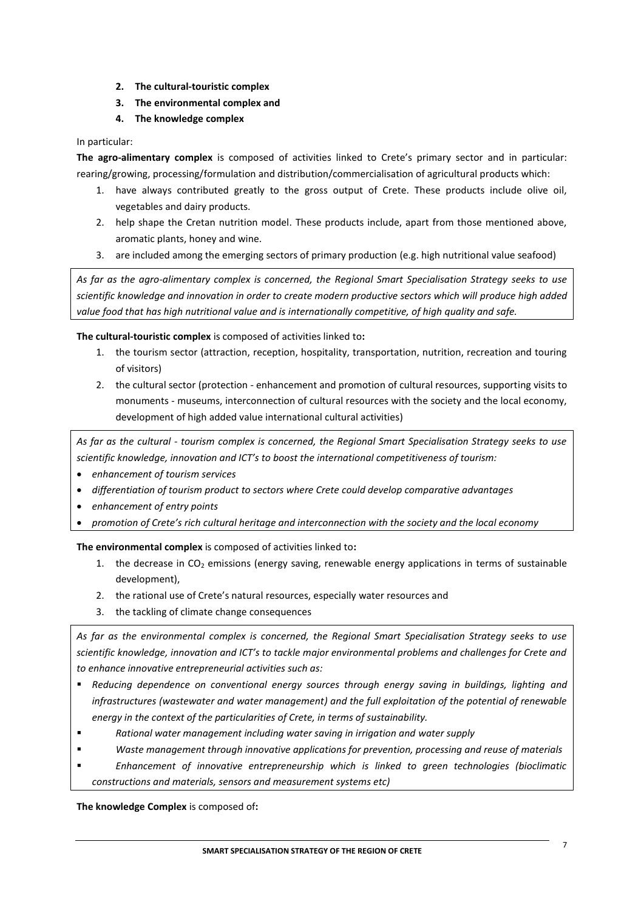2. **The cultural-touristic complex**
3. **The environmental complex and**
4. **The knowledge complex**

In particular:

**The agro-alimentary complex** is composed of activities linked to Crete's primary sector and in particular: rearing/growing, processing/formulation and distribution/commercialisation of agricultural products which:

1. have always contributed greatly to the gross output of Crete. These products include olive oil, vegetables and dairy products.
2. help shape the Cretan nutrition model. These products include, apart from those mentioned above, aromatic plants, honey and wine.
3. are included among the emerging sectors of primary production (e.g. high nutritional value seafood)

*As far as the agro-alimentary complex is concerned, the Regional Smart Specialisation Strategy seeks to use scientific knowledge and innovation in order to create modern productive sectors which will produce high added value food that has high nutritional value and is internationally competitive, of high quality and safe.*

**The cultural-touristic complex** is composed of activities linked to**:**

1. the tourism sector (attraction, reception, hospitality, transportation, nutrition, recreation and touring of visitors)
2. the cultural sector (protection - enhancement and promotion of cultural resources, supporting visits to monuments - museums, interconnection of cultural resources with the society and the local economy, development of high added value international cultural activities)

*As far as the cultural - tourism complex is concerned, the Regional Smart Specialisation Strategy seeks to use scientific knowledge, innovation and ICT's to boost the international competitiveness of tourism:*

- *enhancement of tourism services*
- *differentiation of tourism product to sectors where Crete could develop comparative advantages*
- *enhancement of entry points*
- *promotion of Crete's rich cultural heritage and interconnection with the society and the local economy*

**The environmental complex** is composed of activities linked to**:**

1. the decrease in $CO_2$ emissions (energy saving, renewable energy applications in terms of sustainable development),
2. the rational use of Crete's natural resources, especially water resources and
3. the tackling of climate change consequences

*As far as the environmental complex is concerned, the Regional Smart Specialisation Strategy seeks to use scientific knowledge, innovation and ICT's to tackle major environmental problems and challenges for Crete and to enhance innovative entrepreneurial activities such as:*

- *Reducing dependence on conventional energy sources through energy saving in buildings, lighting and infrastructures (wastewater and water management) and the full exploitation of the potential of renewable energy in the context of the particularities of Crete, in terms of sustainability.*
- *Rational water management including water saving in irrigation and water supply*
- *Waste management through innovative applications for prevention, processing and reuse of materials*
- *Enhancement of innovative entrepreneurship which is linked to green technologies (bioclimatic constructions and materials, sensors and measurement systems etc)*

**The knowledge Complex** is composed of**:**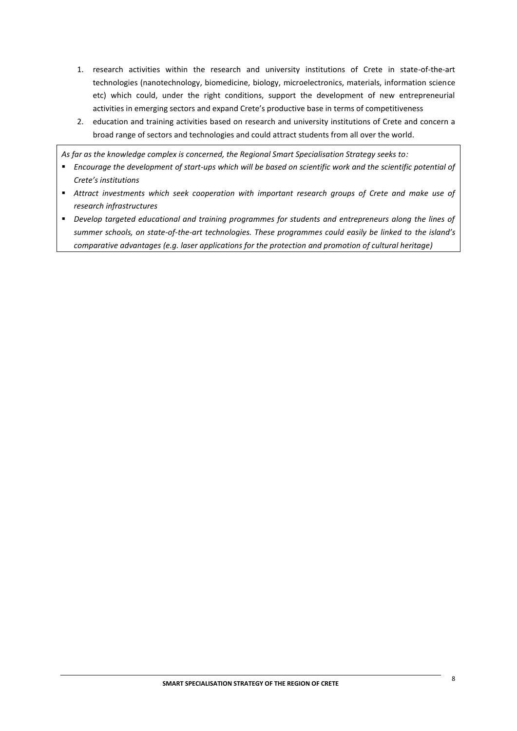1. research activities within the research and university institutions of Crete in state-of-the-art technologies (nanotechnology, biomedicine, biology, microelectronics, materials, information science etc) which could, under the right conditions, support the development of new entrepreneurial activities in emerging sectors and expand Crete's productive base in terms of competitiveness
2. education and training activities based on research and university institutions of Crete and concern a broad range of sectors and technologies and could attract students from all over the world.

*As far as the knowledge complex is concerned, the Regional Smart Specialisation Strategy seeks to:*

- *Encourage the development of start-ups which will be based on scientific work and the scientific potential of Crete's institutions*
- *Attract investments which seek cooperation with important research groups of Crete and make use of research infrastructures*
- *Develop targeted educational and training programmes for students and entrepreneurs along the lines of summer schools, on state-of-the-art technologies. These programmes could easily be linked to the island's comparative advantages (e.g. laser applications for the protection and promotion of cultural heritage)*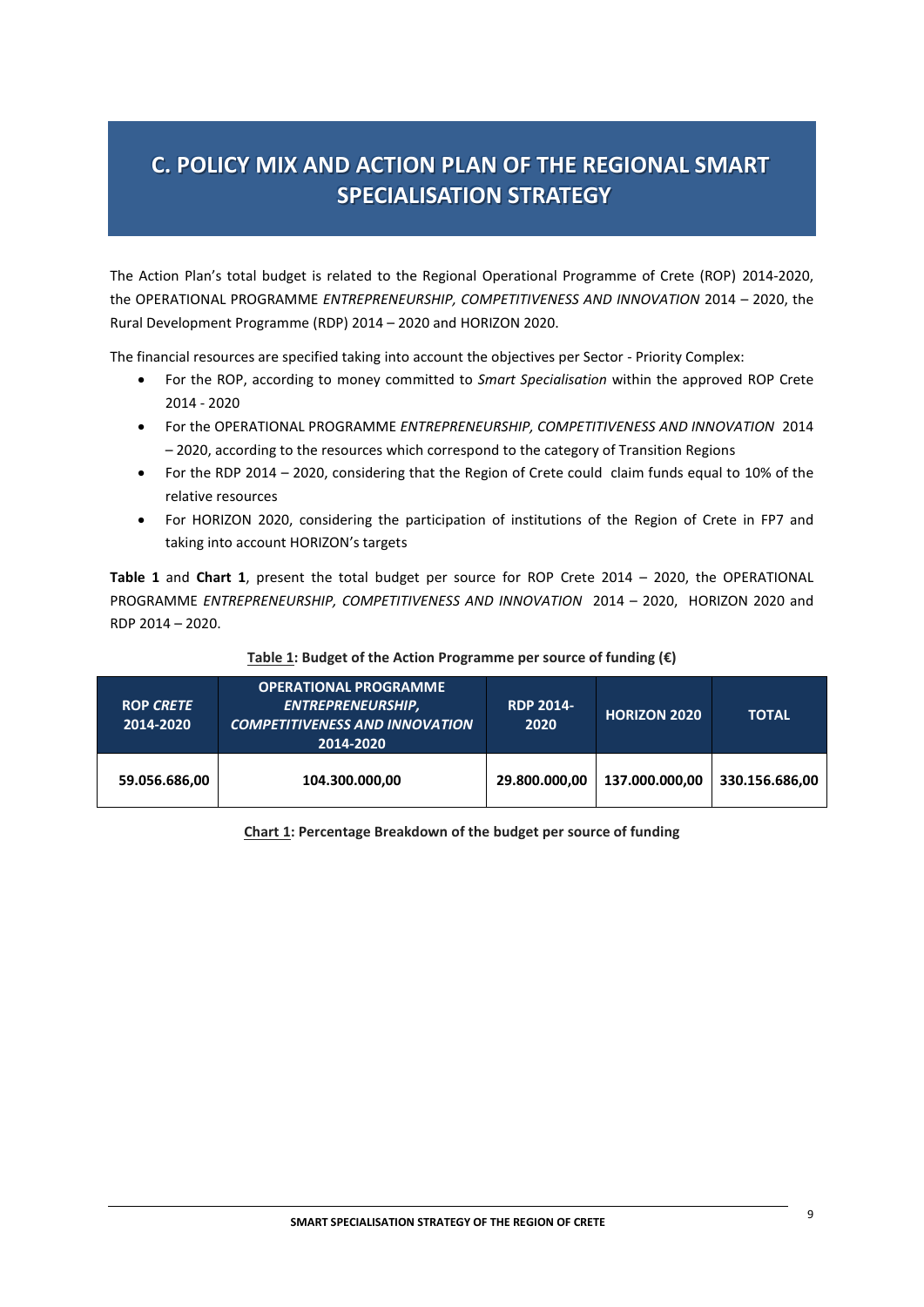# C. POLICY MIX AND ACTION PLAN OF THE REGIONAL SMART SPECIALISATION STRATEGY

The Action Plan's total budget is related to the Regional Operational Programme of Crete (ROP) 2014-2020, the OPERATIONAL PROGRAMME *ENTREPRENEURSHIP, COMPETITIVENESS AND INNOVATION* 2014 – 2020, the Rural Development Programme (RDP) 2014 – 2020 and HORIZON 2020.

The financial resources are specified taking into account the objectives per Sector - Priority Complex:

- For the ROP, according to money committed to *Smart Specialisation* within the approved ROP Crete 2014 - 2020
- For the OPERATIONAL PROGRAMME *ENTREPRENEURSHIP, COMPETITIVENESS AND INNOVATION* 2014 – 2020, according to the resources which correspond to the category of Transition Regions
- For the RDP 2014 – 2020, considering that the Region of Crete could claim funds equal to 10% of the relative resources
- For HORIZON 2020, considering the participation of institutions of the Region of Crete in FP7 and taking into account HORIZON's targets

**Table 1** and **Chart 1**, present the total budget per source for ROP Crete 2014 – 2020, the OPERATIONAL PROGRAMME *ENTREPRENEURSHIP, COMPETITIVENESS AND INNOVATION* 2014 – 2020, HORIZON 2020 and RDP 2014 – 2020.

**Table 1: Budget of the Action Programme per source of funding (€)**

| ROP *CRETE* 2014-2020 | OPERATIONAL PROGRAMME *ENTREPRENEURSHIP, COMPETITIVENESS AND INNOVATION* 2014-2020 | RDP 2014-2020 | HORIZON 2020 | TOTAL |
|---|---|---|---|---|
| **59.056.686,00** | **104.300.000,00** | **29.800.000,00** | **137.000.000,00** | **330.156.686,00** |

**Chart 1: Percentage Breakdown of the budget per source of funding**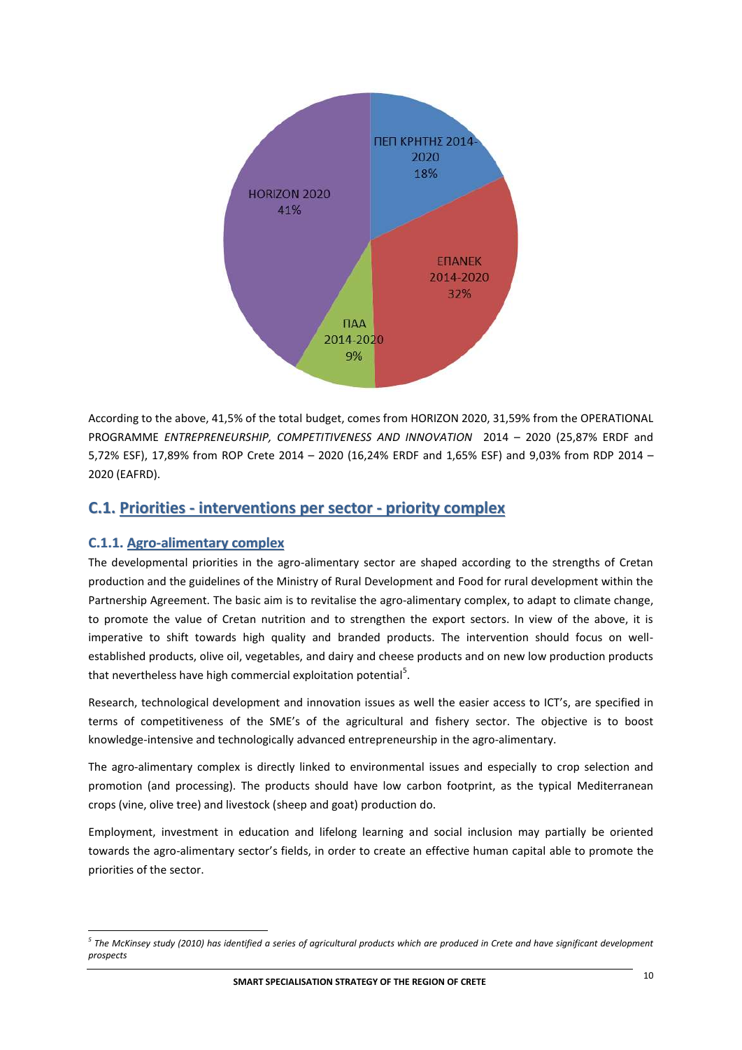According to the above, 41,5% of the total budget, comes from HORIZON 2020, 31,59% from the OPERATIONAL PROGRAMME *ENTREPRENEURSHIP, COMPETITIVENESS AND INNOVATION* 2014 – 2020 (25,87% ERDF and 5,72% ESF), 17,89% from ROP Crete 2014 – 2020 (16,24% ERDF and 1,65% ESF) and 9,03% from RDP 2014 – 2020 (EAFRD).

## C.1. Priorities - interventions per sector - priority complex

### C.1.1. Agro-alimentary complex

The developmental priorities in the agro-alimentary sector are shaped according to the strengths of Cretan production and the guidelines of the Ministry of Rural Development and Food for rural development within the Partnership Agreement. The basic aim is to revitalise the agro-alimentary complex, to adapt to climate change, to promote the value of Cretan nutrition and to strengthen the export sectors. In view of the above, it is imperative to shift towards high quality and branded products. The intervention should focus on well-established products, olive oil, vegetables, and dairy and cheese products and on new low production products that nevertheless have high commercial exploitation potential[5].

Research, technological development and innovation issues as well the easier access to ICT's, are specified in terms of competitiveness of the SME's of the agricultural and fishery sector. The objective is to boost knowledge-intensive and technologically advanced entrepreneurship in the agro-alimentary.

The agro-alimentary complex is directly linked to environmental issues and especially to crop selection and promotion (and processing). The products should have low carbon footprint, as the typical Mediterranean crops (vine, olive tree) and livestock (sheep and goat) production do.

Employment, investment in education and lifelong learning and social inclusion may partially be oriented towards the agro-alimentary sector's fields, in order to create an effective human capital able to promote the priorities of the sector.

---

[5] *The McKinsey study (2010) has identified a series of agricultural products which are produced in Crete and have significant development prospects*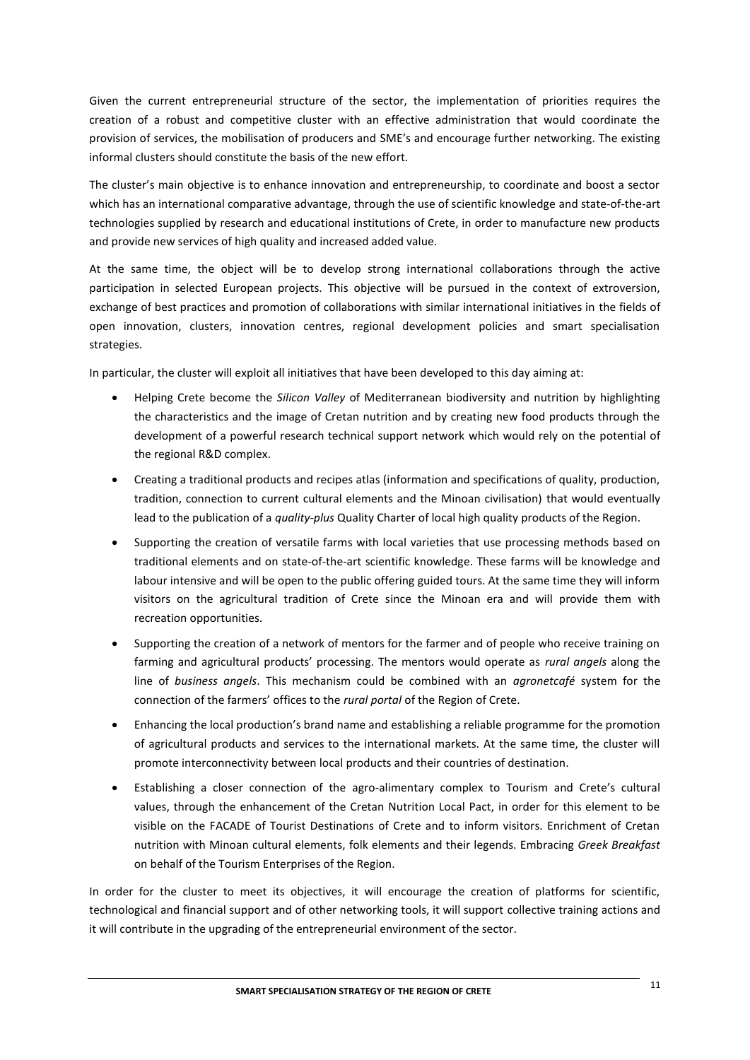Given the current entrepreneurial structure of the sector, the implementation of priorities requires the creation of a robust and competitive cluster with an effective administration that would coordinate the provision of services, the mobilisation of producers and SME's and encourage further networking. The existing informal clusters should constitute the basis of the new effort.

The cluster's main objective is to enhance innovation and entrepreneurship, to coordinate and boost a sector which has an international comparative advantage, through the use of scientific knowledge and state-of-the-art technologies supplied by research and educational institutions of Crete, in order to manufacture new products and provide new services of high quality and increased added value.

At the same time, the object will be to develop strong international collaborations through the active participation in selected European projects. This objective will be pursued in the context of extroversion, exchange of best practices and promotion of collaborations with similar international initiatives in the fields of open innovation, clusters, innovation centres, regional development policies and smart specialisation strategies.

In particular, the cluster will exploit all initiatives that have been developed to this day aiming at:

- Helping Crete become the *Silicon Valley* of Mediterranean biodiversity and nutrition by highlighting the characteristics and the image of Cretan nutrition and by creating new food products through the development of a powerful research technical support network which would rely on the potential of the regional R&D complex.
- Creating a traditional products and recipes atlas (information and specifications of quality, production, tradition, connection to current cultural elements and the Minoan civilisation) that would eventually lead to the publication of a *quality-plus* Quality Charter of local high quality products of the Region.
- Supporting the creation of versatile farms with local varieties that use processing methods based on traditional elements and on state-of-the-art scientific knowledge. These farms will be knowledge and labour intensive and will be open to the public offering guided tours. At the same time they will inform visitors on the agricultural tradition of Crete since the Minoan era and will provide them with recreation opportunities.
- Supporting the creation of a network of mentors for the farmer and of people who receive training on farming and agricultural products' processing. The mentors would operate as *rural angels* along the line of *business angels*. This mechanism could be combined with an *agronetcafé* system for the connection of the farmers' offices to the *rural portal* of the Region of Crete.
- Enhancing the local production's brand name and establishing a reliable programme for the promotion of agricultural products and services to the international markets. At the same time, the cluster will promote interconnectivity between local products and their countries of destination.
- Establishing a closer connection of the agro-alimentary complex to Tourism and Crete's cultural values, through the enhancement of the Cretan Nutrition Local Pact, in order for this element to be visible on the FACADE of Tourist Destinations of Crete and to inform visitors. Enrichment of Cretan nutrition with Minoan cultural elements, folk elements and their legends. Embracing *Greek Breakfast* on behalf of the Tourism Enterprises of the Region.

In order for the cluster to meet its objectives, it will encourage the creation of platforms for scientific, technological and financial support and of other networking tools, it will support collective training actions and it will contribute in the upgrading of the entrepreneurial environment of the sector.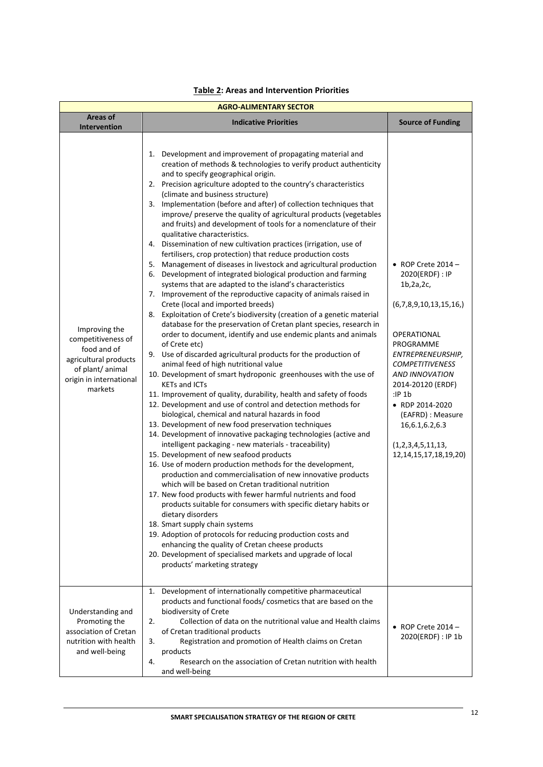**Table 2: Areas and Intervention Priorities**

| AGRO-ALIMENTARY SECTOR | | |
|---|---|---|
| **Areas of Intervention** | **Indicative Priorities** | **Source of Funding** |
| Improving the competitiveness of food and of agricultural products of plant/ animal origin in international markets | 1. Development and improvement of propagating material and creation of methods & technologies to verify product authenticity and to specify geographical origin.<br>2. Precision agriculture adopted to the country's characteristics (climate and business structure)<br>3. Implementation (before and after) of collection techniques that improve/ preserve the quality of agricultural products (vegetables and fruits) and development of tools for a nomenclature of their qualitative characteristics.<br>4. Dissemination of new cultivation practices (irrigation, use of fertilisers, crop protection) that reduce production costs<br>5. Management of diseases in livestock and agricultural production<br>6. Development of integrated biological production and farming systems that are adapted to the island's characteristics<br>7. Improvement of the reproductive capacity of animals raised in Crete (local and imported breeds)<br>8. Exploitation of Crete's biodiversity (creation of a genetic material database for the preservation of Cretan plant species, research in order to document, identify and use endemic plants and animals of Crete etc)<br>9. Use of discarded agricultural products for the production of animal feed of high nutritional value<br>10. Development of smart hydroponic greenhouses with the use of KETs and ICTs<br>11. Improvement of quality, durability, health and safety of foods<br>12. Development and use of control and detection methods for biological, chemical and natural hazards in food<br>13. Development of new food preservation techniques<br>14. Development of innovative packaging technologies (active and intelligent packaging - new materials - traceability)<br>15. Development of new seafood products<br>16. Use of modern production methods for the development, production and commercialisation of new innovative products which will be based on Cretan traditional nutrition<br>17. New food products with fewer harmful nutrients and food products suitable for consumers with specific dietary habits or dietary disorders<br>18. Smart supply chain systems<br>19. Adoption of protocols for reducing production costs and enhancing the quality of Cretan cheese products<br>20. Development of specialised markets and upgrade of local products' marketing strategy | • ROP Crete 2014 – 2020(ERDF) : IP 1b,2a,2c,<br><br>(6,7,8,9,10,13,15,16,)<br><br>OPERATIONAL PROGRAMME *ENTREPRENEURSHIP, COMPETITIVENESS AND INNOVATION* 2014-20120 (ERDF) :IP 1b<br>• RDP 2014-2020 (EAFRD) : Measure 16,6.1,6.2,6.3<br><br>(1,2,3,4,5,11,13, 12,14,15,17,18,19,20) |
| Understanding and Promoting the association of Cretan nutrition with health and well-being | 1. Development of internationally competitive pharmaceutical products and functional foods/ cosmetics that are based on the biodiversity of Crete<br>2. Collection of data on the nutritional value and Health claims of Cretan traditional products<br>3. Registration and promotion of Health claims on Cretan products<br>4. Research on the association of Cretan nutrition with health and well-being | • ROP Crete 2014 – 2020(ERDF) : IP 1b |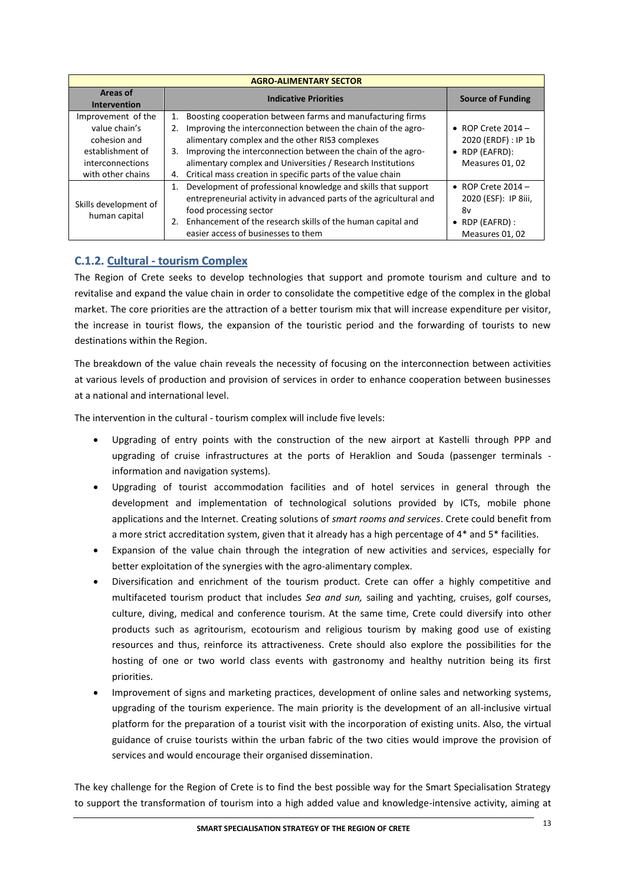| AGRO-ALIMENTARY SECTOR | | |
|---|---|---|
| **Areas of Intervention** | **Indicative Priorities** | **Source of Funding** |
| Improvement of the value chain's cohesion and establishment of interconnections with other chains | 1. Boosting cooperation between farms and manufacturing firms<br>2. Improving the interconnection between the chain of the agro-alimentary complex and the other RIS3 complexes<br>3. Improving the interconnection between the chain of the agro-alimentary complex and Universities / Research Institutions<br>4. Critical mass creation in specific parts of the value chain | • ROP Crete 2014 – 2020 (ERDF) : IP 1b<br>• RDP (EAFRD): Measures 01, 02 |
| Skills development of human capital | 1. Development of professional knowledge and skills that support entrepreneurial activity in advanced parts of the agricultural and food processing sector<br>2. Enhancement of the research skills of the human capital and easier access of businesses to them | • ROP Crete 2014 – 2020 (ESF): IP 8iii, 8v<br>• RDP (EAFRD) : Measures 01, 02 |

### C.1.2. Cultural - tourism Complex

The Region of Crete seeks to develop technologies that support and promote tourism and culture and to revitalise and expand the value chain in order to consolidate the competitive edge of the complex in the global market. The core priorities are the attraction of a better tourism mix that will increase expenditure per visitor, the increase in tourist flows, the expansion of the touristic period and the forwarding of tourists to new destinations within the Region.

The breakdown of the value chain reveals the necessity of focusing on the interconnection between activities at various levels of production and provision of services in order to enhance cooperation between businesses at a national and international level.

The intervention in the cultural - tourism complex will include five levels:

- Upgrading of entry points with the construction of the new airport at Kastelli through PPP and upgrading of cruise infrastructures at the ports of Heraklion and Souda (passenger terminals - information and navigation systems).
- Upgrading of tourist accommodation facilities and of hotel services in general through the development and implementation of technological solutions provided by ICTs, mobile phone applications and the Internet. Creating solutions of *smart rooms and services*. Crete could benefit from a more strict accreditation system, given that it already has a high percentage of 4* and 5* facilities.
- Expansion of the value chain through the integration of new activities and services, especially for better exploitation of the synergies with the agro-alimentary complex.
- Diversification and enrichment of the tourism product. Crete can offer a highly competitive and multifaceted tourism product that includes *Sea and sun,* sailing and yachting, cruises, golf courses, culture, diving, medical and conference tourism. At the same time, Crete could diversify into other products such as agritourism, ecotourism and religious tourism by making good use of existing resources and thus, reinforce its attractiveness. Crete should also explore the possibilities for the hosting of one or two world class events with gastronomy and healthy nutrition being its first priorities.
- Improvement of signs and marketing practices, development of online sales and networking systems, upgrading of the tourism experience. The main priority is the development of an all-inclusive virtual platform for the preparation of a tourist visit with the incorporation of existing units. Also, the virtual guidance of cruise tourists within the urban fabric of the two cities would improve the provision of services and would encourage their organised dissemination.

The key challenge for the Region of Crete is to find the best possible way for the Smart Specialisation Strategy to support the transformation of tourism into a high added value and knowledge-intensive activity, aiming at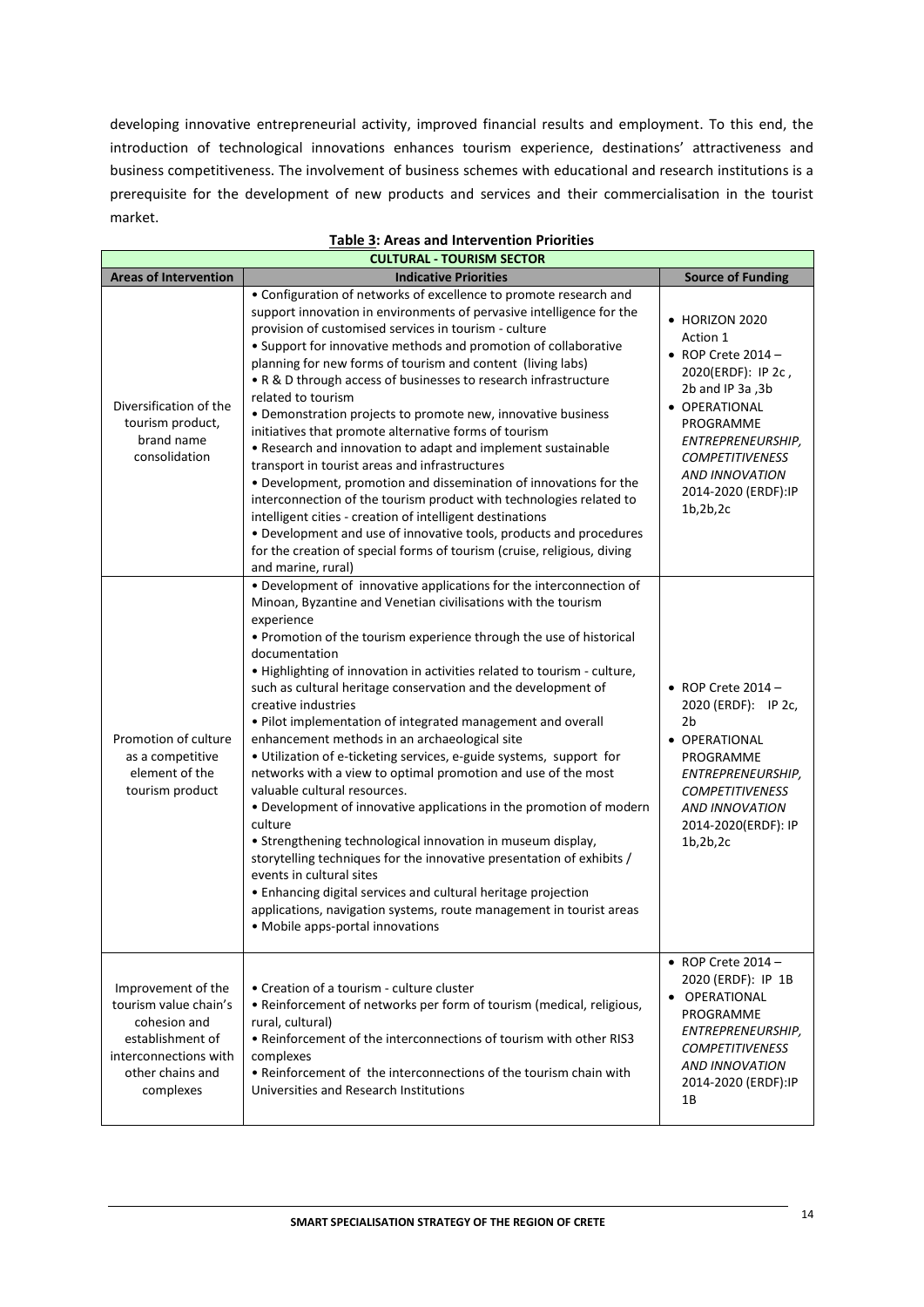developing innovative entrepreneurial activity, improved financial results and employment. To this end, the introduction of technological innovations enhances tourism experience, destinations' attractiveness and business competitiveness. The involvement of business schemes with educational and research institutions is a prerequisite for the development of new products and services and their commercialisation in the tourist market.

**Table 3: Areas and Intervention Priorities**

| CULTURAL - TOURISM SECTOR | | |
|---|---|---|
| **Areas of Intervention** | **Indicative Priorities** | **Source of Funding** |
| Diversification of the tourism product, brand name consolidation | • Configuration of networks of excellence to promote research and support innovation in environments of pervasive intelligence for the provision of customised services in tourism - culture<br>• Support for innovative methods and promotion of collaborative planning for new forms of tourism and content (living labs)<br>• R & D through access of businesses to research infrastructure related to tourism<br>• Demonstration projects to promote new, innovative business initiatives that promote alternative forms of tourism<br>• Research and innovation to adapt and implement sustainable transport in tourist areas and infrastructures<br>• Development, promotion and dissemination of innovations for the interconnection of the tourism product with technologies related to intelligent cities - creation of intelligent destinations<br>• Development and use of innovative tools, products and procedures for the creation of special forms of tourism (cruise, religious, diving and marine, rural) | • HORIZON 2020 Action 1<br>• ROP Crete 2014 – 2020(ERDF): IP 2c , 2b and IP 3a ,3b<br>• OPERATIONAL PROGRAMME *ENTREPRENEURSHIP, COMPETITIVENESS AND INNOVATION* 2014-2020 (ERDF):IP 1b,2b,2c |
| Promotion of culture as a competitive element of the tourism product | • Development of innovative applications for the interconnection of Minoan, Byzantine and Venetian civilisations with the tourism experience<br>• Promotion of the tourism experience through the use of historical documentation<br>• Highlighting of innovation in activities related to tourism - culture, such as cultural heritage conservation and the development of creative industries<br>• Pilot implementation of integrated management and overall enhancement methods in an archaeological site<br>• Utilization of e-ticketing services, e-guide systems, support for networks with a view to optimal promotion and use of the most valuable cultural resources.<br>• Development of innovative applications in the promotion of modern culture<br>• Strengthening technological innovation in museum display, storytelling techniques for the innovative presentation of exhibits / events in cultural sites<br>• Enhancing digital services and cultural heritage projection applications, navigation systems, route management in tourist areas<br>• Mobile apps-portal innovations | • ROP Crete 2014 – 2020 (ERDF): IP 2c, 2b<br>• OPERATIONAL PROGRAMME *ENTREPRENEURSHIP, COMPETITIVENESS AND INNOVATION* 2014-2020(ERDF): IP 1b,2b,2c |
| Improvement of the tourism value chain's cohesion and establishment of interconnections with other chains and complexes | • Creation of a tourism - culture cluster<br>• Reinforcement of networks per form of tourism (medical, religious, rural, cultural)<br>• Reinforcement of the interconnections of tourism with other RIS3 complexes<br>• Reinforcement of the interconnections of the tourism chain with Universities and Research Institutions | • ROP Crete 2014 – 2020 (ERDF): IP 1B<br>• OPERATIONAL PROGRAMME *ENTREPRENEURSHIP, COMPETITIVENESS AND INNOVATION* 2014-2020 (ERDF):IP 1B |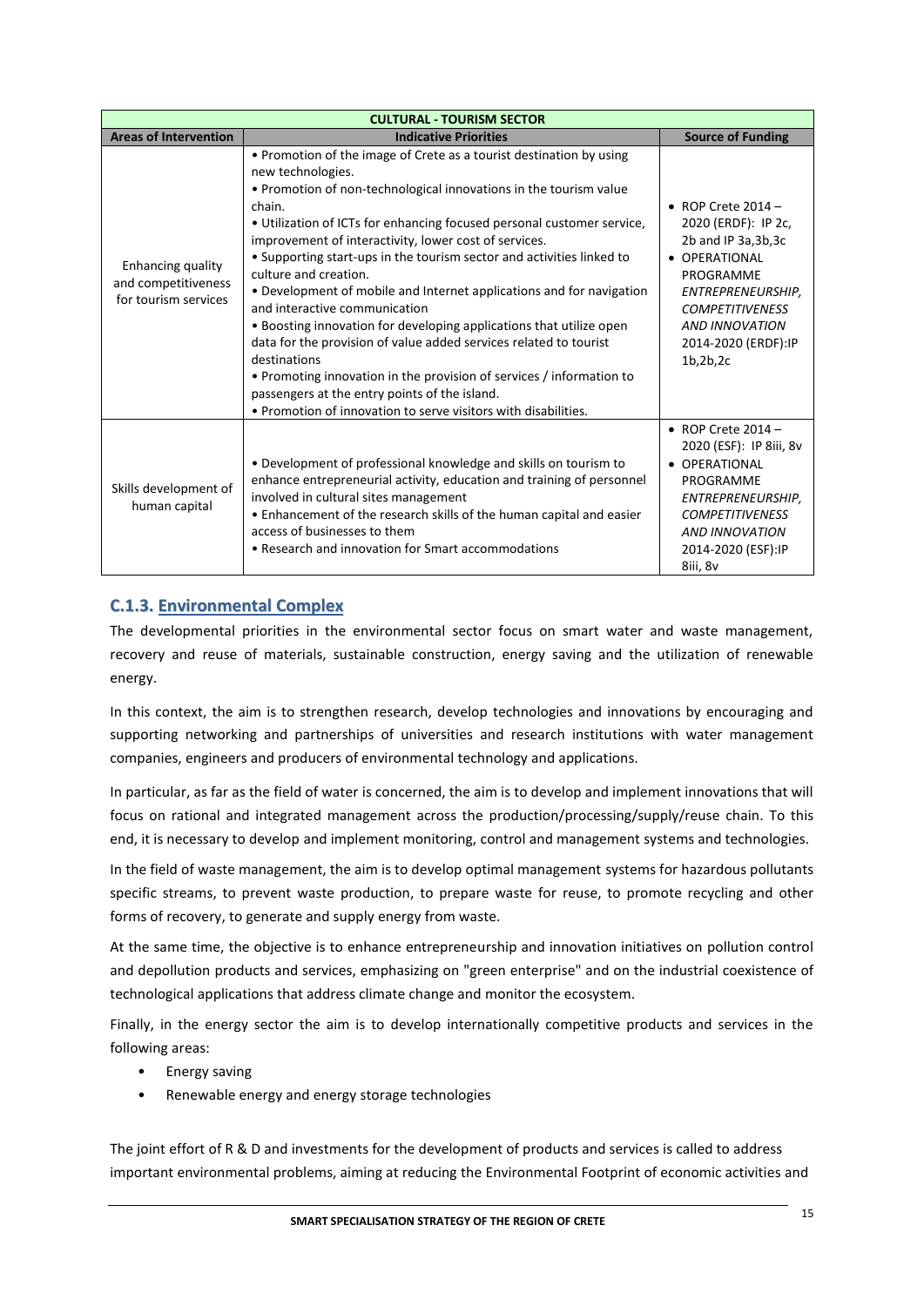| CULTURAL - TOURISM SECTOR | | |
|---|---|---|
| **Areas of Intervention** | **Indicative Priorities** | **Source of Funding** |
| Enhancing quality and competitiveness for tourism services | • Promotion of the image of Crete as a tourist destination by using new technologies.<br>• Promotion of non-technological innovations in the tourism value chain.<br>• Utilization of ICTs for enhancing focused personal customer service, improvement of interactivity, lower cost of services.<br>• Supporting start-ups in the tourism sector and activities linked to culture and creation.<br>• Development of mobile and Internet applications and for navigation and interactive communication<br>• Boosting innovation for developing applications that utilize open data for the provision of value added services related to tourist destinations<br>• Promoting innovation in the provision of services / information to passengers at the entry points of the island.<br>• Promotion of innovation to serve visitors with disabilities. | • ROP Crete 2014 – 2020 (ERDF): IP 2c, 2b and IP 3a,3b,3c<br>• OPERATIONAL PROGRAMME *ENTREPRENEURSHIP, COMPETITIVENESS AND INNOVATION* 2014-2020 (ERDF):IP 1b,2b,2c |
| Skills development of human capital | • Development of professional knowledge and skills on tourism to enhance entrepreneurial activity, education and training of personnel involved in cultural sites management<br>• Enhancement of the research skills of the human capital and easier access of businesses to them<br>• Research and innovation for Smart accommodations | • ROP Crete 2014 – 2020 (ESF): IP 8iii, 8v<br>• OPERATIONAL PROGRAMME *ENTREPRENEURSHIP, COMPETITIVENESS AND INNOVATION* 2014-2020 (ESF):IP 8iii, 8v |

### C.1.3. Environmental Complex

The developmental priorities in the environmental sector focus on smart water and waste management, recovery and reuse of materials, sustainable construction, energy saving and the utilization of renewable energy.

In this context, the aim is to strengthen research, develop technologies and innovations by encouraging and supporting networking and partnerships of universities and research institutions with water management companies, engineers and producers of environmental technology and applications.

In particular, as far as the field of water is concerned, the aim is to develop and implement innovations that will focus on rational and integrated management across the production/processing/supply/reuse chain. To this end, it is necessary to develop and implement monitoring, control and management systems and technologies.

In the field of waste management, the aim is to develop optimal management systems for hazardous pollutants specific streams, to prevent waste production, to prepare waste for reuse, to promote recycling and other forms of recovery, to generate and supply energy from waste.

At the same time, the objective is to enhance entrepreneurship and innovation initiatives on pollution control and depollution products and services, emphasizing on "green enterprise" and on the industrial coexistence of technological applications that address climate change and monitor the ecosystem.

Finally, in the energy sector the aim is to develop internationally competitive products and services in the following areas:

- Energy saving
- Renewable energy and energy storage technologies

The joint effort of R & D and investments for the development of products and services is called to address important environmental problems, aiming at reducing the Environmental Footprint of economic activities and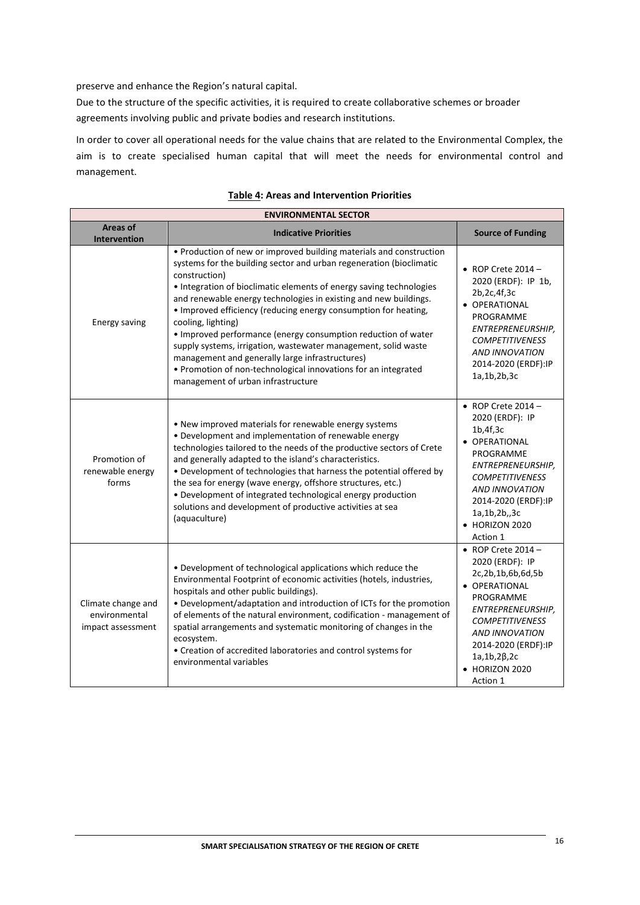preserve and enhance the Region's natural capital.

Due to the structure of the specific activities, it is required to create collaborative schemes or broader agreements involving public and private bodies and research institutions.

In order to cover all operational needs for the value chains that are related to the Environmental Complex, the aim is to create specialised human capital that will meet the needs for environmental control and management.

**Table 4: Areas and Intervention Priorities**

| ENVIRONMENTAL SECTOR | | |
|---|---|---|
| **Areas of Intervention** | **Indicative Priorities** | **Source of Funding** |
| Energy saving | • Production of new or improved building materials and construction systems for the building sector and urban regeneration (bioclimatic construction)<br>• Integration of bioclimatic elements of energy saving technologies and renewable energy technologies in existing and new buildings.<br>• Improved efficiency (reducing energy consumption for heating, cooling, lighting)<br>• Improved performance (energy consumption reduction of water supply systems, irrigation, wastewater management, solid waste management and generally large infrastructures)<br>• Promotion of non-technological innovations for an integrated management of urban infrastructure | • ROP Crete 2014 – 2020 (ERDF): IP 1b, 2b,2c,4f,3c<br>• OPERATIONAL PROGRAMME *ENTREPRENEURSHIP, COMPETITIVENESS AND INNOVATION* 2014-2020 (ERDF):IP 1a,1b,2b,3c |
| Promotion of renewable energy forms | • New improved materials for renewable energy systems<br>• Development and implementation of renewable energy technologies tailored to the needs of the productive sectors of Crete and generally adapted to the island's characteristics.<br>• Development of technologies that harness the potential offered by the sea for energy (wave energy, offshore structures, etc.)<br>• Development of integrated technological energy production solutions and development of productive activities at sea (aquaculture) | • ROP Crete 2014 – 2020 (ERDF): IP 1b,4f,3c<br>• OPERATIONAL PROGRAMME *ENTREPRENEURSHIP, COMPETITIVENESS AND INNOVATION* 2014-2020 (ERDF):IP 1a,1b,2b,,3c<br>• HORIZON 2020 Action 1 |
| Climate change and environmental impact assessment | • Development of technological applications which reduce the Environmental Footprint of economic activities (hotels, industries, hospitals and other public buildings).<br>• Development/adaptation and introduction of ICTs for the promotion of elements of the natural environment, codification - management of spatial arrangements and systematic monitoring of changes in the ecosystem.<br>• Creation of accredited laboratories and control systems for environmental variables | • ROP Crete 2014 – 2020 (ERDF): IP 2c,2b,1b,6b,6d,5b<br>• OPERATIONAL PROGRAMME *ENTREPRENEURSHIP, COMPETITIVENESS AND INNOVATION* 2014-2020 (ERDF):IP 1a,1b,2β,2c<br>• HORIZON 2020 Action 1 |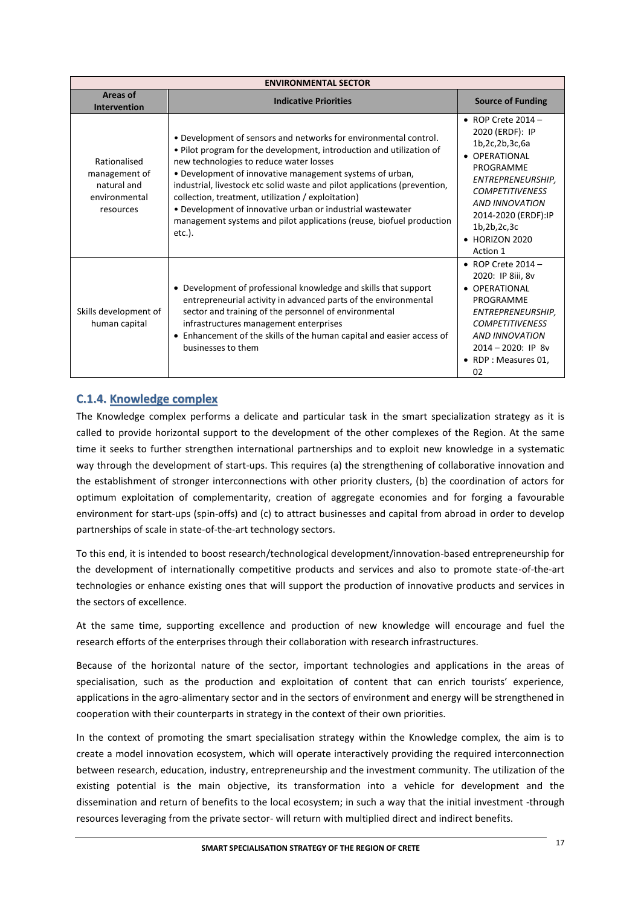| ENVIRONMENTAL SECTOR | | |
|---|---|---|
| **Areas of Intervention** | **Indicative Priorities** | **Source of Funding** |
| Rationalised management of natural and environmental resources | • Development of sensors and networks for environmental control.<br>• Pilot program for the development, introduction and utilization of new technologies to reduce water losses<br>• Development of innovative management systems of urban, industrial, livestock etc solid waste and pilot applications (prevention, collection, treatment, utilization / exploitation)<br>• Development of innovative urban or industrial wastewater management systems and pilot applications (reuse, biofuel production etc.). | • ROP Crete 2014 – 2020 (ERDF): IP 1b,2c,2b,3c,6a<br>• OPERATIONAL PROGRAMME *ENTREPRENEURSHIP, COMPETITIVENESS AND INNOVATION* 2014-2020 (ERDF):IP 1b,2b,2c,3c<br>• HORIZON 2020 Action 1 |
| Skills development of human capital | • Development of professional knowledge and skills that support entrepreneurial activity in advanced parts of the environmental sector and training of the personnel of environmental infrastructures management enterprises<br>• Enhancement of the skills of the human capital and easier access of businesses to them | • ROP Crete 2014 – 2020: IP 8iii, 8v<br>• OPERATIONAL PROGRAMME *ENTREPRENEURSHIP, COMPETITIVENESS AND INNOVATION* 2014 – 2020: IP 8v<br>• RDP : Measures 01, 02 |

### C.1.4. Knowledge complex

The Knowledge complex performs a delicate and particular task in the smart specialization strategy as it is called to provide horizontal support to the development of the other complexes of the Region. At the same time it seeks to further strengthen international partnerships and to exploit new knowledge in a systematic way through the development of start-ups. This requires (a) the strengthening of collaborative innovation and the establishment of stronger interconnections with other priority clusters, (b) the coordination of actors for optimum exploitation of complementarity, creation of aggregate economies and for forging a favourable environment for start-ups (spin-offs) and (c) to attract businesses and capital from abroad in order to develop partnerships of scale in state-of-the-art technology sectors.

To this end, it is intended to boost research/technological development/innovation-based entrepreneurship for the development of internationally competitive products and services and also to promote state-of-the-art technologies or enhance existing ones that will support the production of innovative products and services in the sectors of excellence.

At the same time, supporting excellence and production of new knowledge will encourage and fuel the research efforts of the enterprises through their collaboration with research infrastructures.

Because of the horizontal nature of the sector, important technologies and applications in the areas of specialisation, such as the production and exploitation of content that can enrich tourists' experience, applications in the agro-alimentary sector and in the sectors of environment and energy will be strengthened in cooperation with their counterparts in strategy in the context of their own priorities.

In the context of promoting the smart specialisation strategy within the Knowledge complex, the aim is to create a model innovation ecosystem, which will operate interactively providing the required interconnection between research, education, industry, entrepreneurship and the investment community. The utilization of the existing potential is the main objective, its transformation into a vehicle for development and the dissemination and return of benefits to the local ecosystem; in such a way that the initial investment -through resources leveraging from the private sector- will return with multiplied direct and indirect benefits.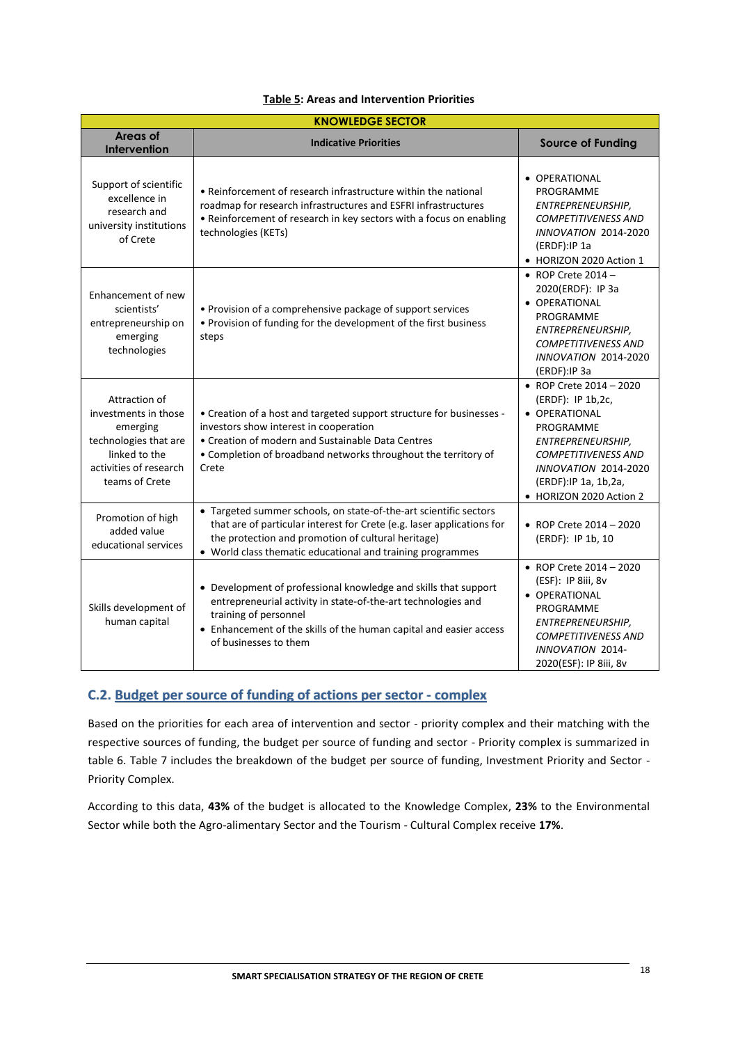**Table 5: Areas and Intervention Priorities**

| KNOWLEDGE SECTOR | | |
|---|---|---|
| **Areas of Intervention** | **Indicative Priorities** | **Source of Funding** |
| Support of scientific excellence in research and university institutions of Crete | • Reinforcement of research infrastructure within the national roadmap for research infrastructures and ESFRI infrastructures<br>• Reinforcement of research in key sectors with a focus on enabling technologies (KETs) | • OPERATIONAL PROGRAMME *ENTREPRENEURSHIP, COMPETITIVENESS AND INNOVATION* 2014-2020 (ERDF):IP 1a<br>• HORIZON 2020 Action 1 |
| Enhancement of new scientists' entrepreneurship on emerging technologies | • Provision of a comprehensive package of support services<br>• Provision of funding for the development of the first business steps | • ROP Crete 2014 – 2020(ERDF): IP 3a<br>• OPERATIONAL PROGRAMME *ENTREPRENEURSHIP, COMPETITIVENESS AND INNOVATION* 2014-2020 (ERDF):IP 3a |
| Attraction of investments in those emerging technologies that are linked to the activities of research teams of Crete | • Creation of a host and targeted support structure for businesses - investors show interest in cooperation<br>• Creation of modern and Sustainable Data Centres<br>• Completion of broadband networks throughout the territory of Crete | • ROP Crete 2014 – 2020 (ERDF): IP 1b,2c,<br>• OPERATIONAL PROGRAMME *ENTREPRENEURSHIP, COMPETITIVENESS AND INNOVATION* 2014-2020 (ERDF):IP 1a, 1b,2a,<br>• HORIZON 2020 Action 2 |
| Promotion of high added value educational services | • Targeted summer schools, on state-of-the-art scientific sectors that are of particular interest for Crete (e.g. laser applications for the protection and promotion of cultural heritage)<br>• World class thematic educational and training programmes | • ROP Crete 2014 – 2020 (ERDF): IP 1b, 10 |
| Skills development of human capital | • Development of professional knowledge and skills that support entrepreneurial activity in state-of-the-art technologies and training of personnel<br>• Enhancement of the skills of the human capital and easier access of businesses to them | • ROP Crete 2014 – 2020 (ESF): IP 8iii, 8v<br>• OPERATIONAL PROGRAMME *ENTREPRENEURSHIP, COMPETITIVENESS AND INNOVATION* 2014-2020(ESF): IP 8iii, 8v |

## C.2. Budget per source of funding of actions per sector - complex

Based on the priorities for each area of intervention and sector - priority complex and their matching with the respective sources of funding, the budget per source of funding and sector - Priority complex is summarized in table 6. Table 7 includes the breakdown of the budget per source of funding, Investment Priority and Sector - Priority Complex.

According to this data, **43%** of the budget is allocated to the Knowledge Complex, **23%** to the Environmental Sector while both the Agro-alimentary Sector and the Tourism - Cultural Complex receive **17%**.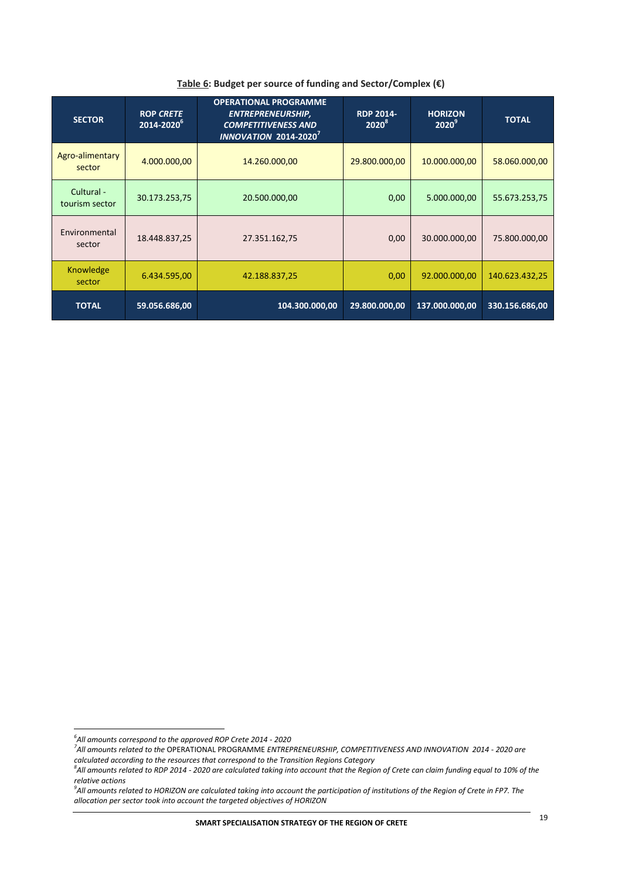**Table 6: Budget per source of funding and Sector/Complex (€)**

| SECTOR | ROP *CRETE* 2014-2020[6] | OPERATIONAL PROGRAMME *ENTREPRENEURSHIP, COMPETITIVENESS AND INNOVATION* 2014-2020[7] | RDP 2014-2020[8] | HORIZON 2020[9] | TOTAL |
|---|---|---|---|---|---|
| Agro-alimentary sector | 4.000.000,00 | 14.260.000,00 | 29.800.000,00 | 10.000.000,00 | 58.060.000,00 |
| Cultural - tourism sector | 30.173.253,75 | 20.500.000,00 | 0,00 | 5.000.000,00 | 55.673.253,75 |
| Environmental sector | 18.448.837,25 | 27.351.162,75 | 0,00 | 30.000.000,00 | 75.800.000,00 |
| Knowledge sector | 6.434.595,00 | 42.188.837,25 | 0,00 | 92.000.000,00 | 140.623.432,25 |
| **TOTAL** | **59.056.686,00** | **104.300.000,00** | **29.800.000,00** | **137.000.000,00** | **330.156.686,00** |

---

[6] *All amounts correspond to the approved ROP Crete 2014 - 2020*

[7] *All amounts related to the* OPERATIONAL PROGRAMME *ENTREPRENEURSHIP, COMPETITIVENESS AND INNOVATION 2014 - 2020 are calculated according to the resources that correspond to the Transition Regions Category*

[8] *All amounts related to RDP 2014 - 2020 are calculated taking into account that the Region of Crete can claim funding equal to 10% of the relative actions*

[9] *All amounts related to HORIZON are calculated taking into account the participation of institutions of the Region of Crete in FP7. The allocation per sector took into account the targeted objectives of HORIZON*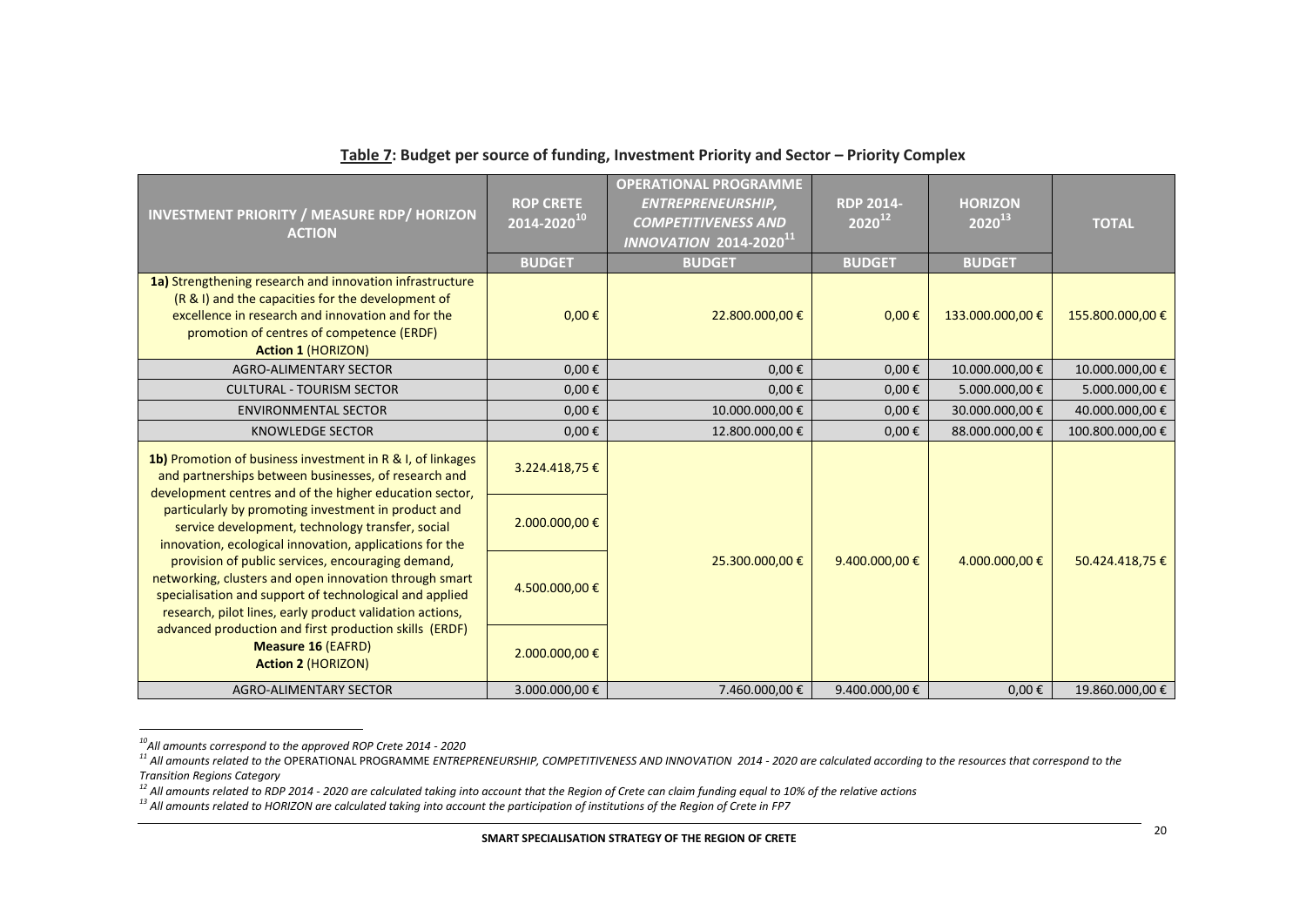**Table 7: Budget per source of funding, Investment Priority and Sector – Priority Complex**

| INVESTMENT PRIORITY / MEASURE RDP/ HORIZON ACTION | ROP CRETE 2014-2020[10] | OPERATIONAL PROGRAMME *ENTREPRENEURSHIP, COMPETITIVENESS AND INNOVATION* 2014-2020[11] | RDP 2014-2020[12] | HORIZON 2020[13] | TOTAL |
|---|---|---|---|---|---|
| | BUDGET | BUDGET | BUDGET | BUDGET | |
| **1a)** Strengthening research and innovation infrastructure (R & I) and the capacities for the development of excellence in research and innovation and for the promotion of centres of competence (ERDF) **Action 1** (HORIZON) | 0,00 € | 22.800.000,00 € | 0,00 € | 133.000.000,00 € | 155.800.000,00 € |
| AGRO-ALIMENTARY SECTOR | 0,00 € | 0,00 € | 0,00 € | 10.000.000,00 € | 10.000.000,00 € |
| CULTURAL - TOURISM SECTOR | 0,00 € | 0,00 € | 0,00 € | 5.000.000,00 € | 5.000.000,00 € |
| ENVIRONMENTAL SECTOR | 0,00 € | 10.000.000,00 € | 0,00 € | 30.000.000,00 € | 40.000.000,00 € |
| KNOWLEDGE SECTOR | 0,00 € | 12.800.000,00 € | 0,00 € | 88.000.000,00 € | 100.800.000,00 € |
| **1b)** Promotion of business investment in R & I, of linkages and partnerships between businesses, of research and development centres and of the higher education sector, particularly by promoting investment in product and service development, technology transfer, social innovation, ecological innovation, applications for the provision of public services, encouraging demand, networking, clusters and open innovation through smart specialisation and support of technological and applied research, pilot lines, early product validation actions, advanced production and first production skills (ERDF) **Measure 16** (EAFRD) **Action 2** (HORIZON) | 3.224.418,75 €<br>2.000.000,00 €<br>4.500.000,00 €<br>2.000.000,00 € | 25.300.000,00 € | 9.400.000,00 € | 4.000.000,00 € | 50.424.418,75 € |
| AGRO-ALIMENTARY SECTOR | 3.000.000,00 € | 7.460.000,00 € | 9.400.000,00 € | 0,00 € | 19.860.000,00 € |

[10] *All amounts correspond to the approved ROP Crete 2014 - 2020*

[11] *All amounts related to the* OPERATIONAL PROGRAMME *ENTREPRENEURSHIP, COMPETITIVENESS AND INNOVATION 2014 - 2020 are calculated according to the resources that correspond to the Transition Regions Category*

[12] *All amounts related to RDP 2014 - 2020 are calculated taking into account that the Region of Crete can claim funding equal to 10% of the relative actions*

[13] *All amounts related to HORIZON are calculated taking into account the participation of institutions of the Region of Crete in FP7*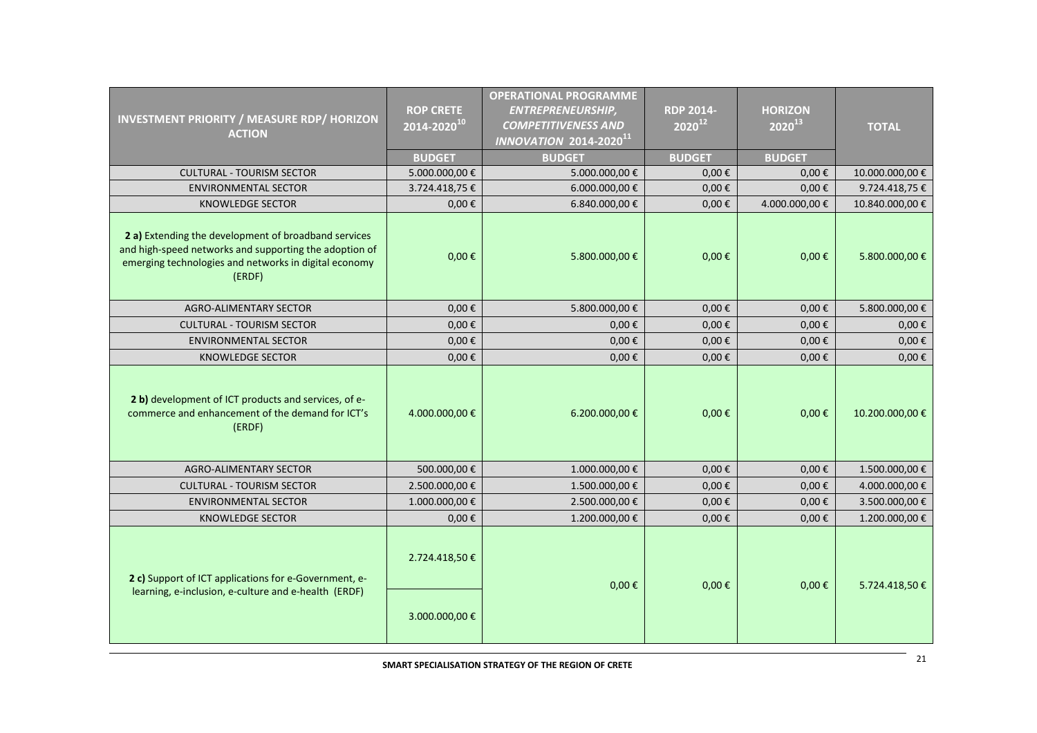| INVESTMENT PRIORITY / MEASURE RDP/ HORIZON ACTION | ROP CRETE 2014-2020[10] | OPERATIONAL PROGRAMME *ENTREPRENEURSHIP, COMPETITIVENESS AND INNOVATION* 2014-2020[11] | RDP 2014-2020[12] | HORIZON 2020[13] | TOTAL |
|---|---|---|---|---|---|
| | BUDGET | BUDGET | BUDGET | BUDGET | |
| CULTURAL - TOURISM SECTOR | 5.000.000,00 € | 5.000.000,00 € | 0,00 € | 0,00 € | 10.000.000,00 € |
| ENVIRONMENTAL SECTOR | 3.724.418,75 € | 6.000.000,00 € | 0,00 € | 0,00 € | 9.724.418,75 € |
| KNOWLEDGE SECTOR | 0,00 € | 6.840.000,00 € | 0,00 € | 4.000.000,00 € | 10.840.000,00 € |
| **2 a)** Extending the development of broadband services and high-speed networks and supporting the adoption of emerging technologies and networks in digital economy (ERDF) | 0,00 € | 5.800.000,00 € | 0,00 € | 0,00 € | 5.800.000,00 € |
| AGRO-ALIMENTARY SECTOR | 0,00 € | 5.800.000,00 € | 0,00 € | 0,00 € | 5.800.000,00 € |
| CULTURAL - TOURISM SECTOR | 0,00 € | 0,00 € | 0,00 € | 0,00 € | 0,00 € |
| ENVIRONMENTAL SECTOR | 0,00 € | 0,00 € | 0,00 € | 0,00 € | 0,00 € |
| KNOWLEDGE SECTOR | 0,00 € | 0,00 € | 0,00 € | 0,00 € | 0,00 € |
| **2 b)** development of ICT products and services, of e-commerce and enhancement of the demand for ICT's (ERDF) | 4.000.000,00 € | 6.200.000,00 € | 0,00 € | 0,00 € | 10.200.000,00 € |
| AGRO-ALIMENTARY SECTOR | 500.000,00 € | 1.000.000,00 € | 0,00 € | 0,00 € | 1.500.000,00 € |
| CULTURAL - TOURISM SECTOR | 2.500.000,00 € | 1.500.000,00 € | 0,00 € | 0,00 € | 4.000.000,00 € |
| ENVIRONMENTAL SECTOR | 1.000.000,00 € | 2.500.000,00 € | 0,00 € | 0,00 € | 3.500.000,00 € |
| KNOWLEDGE SECTOR | 0,00 € | 1.200.000,00 € | 0,00 € | 0,00 € | 1.200.000,00 € |
| **2 c)** Support of ICT applications for e-Government, e-learning, e-inclusion, e-culture and e-health (ERDF) | 2.724.418,50 € | 0,00 € | 0,00 € | 0,00 € | 5.724.418,50 € |
| | 3.000.000,00 € | | | | |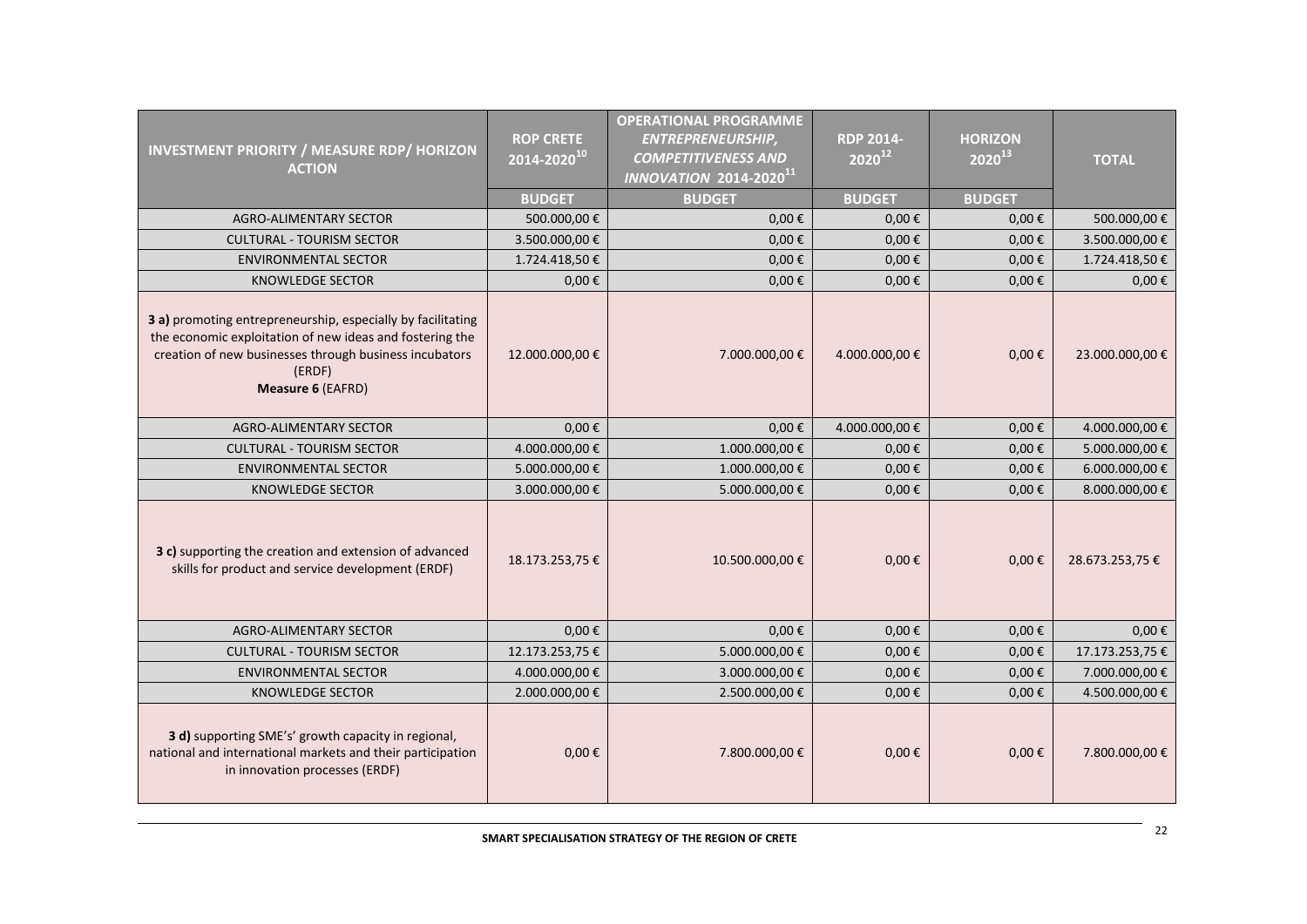| INVESTMENT PRIORITY / MEASURE RDP/ HORIZON ACTION | ROP CRETE 2014-2020[10] | OPERATIONAL PROGRAMME *ENTREPRENEURSHIP, COMPETITIVENESS AND INNOVATION 2014-2020*[11] | RDP 2014-2020[12] | HORIZON 2020[13] | TOTAL |
|---|---|---|---|---|---|
| | BUDGET | BUDGET | BUDGET | BUDGET | |
| AGRO-ALIMENTARY SECTOR | 500.000,00 € | 0,00 € | 0,00 € | 0,00 € | 500.000,00 € |
| CULTURAL - TOURISM SECTOR | 3.500.000,00 € | 0,00 € | 0,00 € | 0,00 € | 3.500.000,00 € |
| ENVIRONMENTAL SECTOR | 1.724.418,50 € | 0,00 € | 0,00 € | 0,00 € | 1.724.418,50 € |
| KNOWLEDGE SECTOR | 0,00 € | 0,00 € | 0,00 € | 0,00 € | 0,00 € |
| **3 a)** promoting entrepreneurship, especially by facilitating the economic exploitation of new ideas and fostering the creation of new businesses through business incubators (ERDF) **Measure 6** (EAFRD) | 12.000.000,00 € | 7.000.000,00 € | 4.000.000,00 € | 0,00 € | 23.000.000,00 € |
| AGRO-ALIMENTARY SECTOR | 0,00 € | 0,00 € | 4.000.000,00 € | 0,00 € | 4.000.000,00 € |
| CULTURAL - TOURISM SECTOR | 4.000.000,00 € | 1.000.000,00 € | 0,00 € | 0,00 € | 5.000.000,00 € |
| ENVIRONMENTAL SECTOR | 5.000.000,00 € | 1.000.000,00 € | 0,00 € | 0,00 € | 6.000.000,00 € |
| KNOWLEDGE SECTOR | 3.000.000,00 € | 5.000.000,00 € | 0,00 € | 0,00 € | 8.000.000,00 € |
| **3 c)** supporting the creation and extension of advanced skills for product and service development (ERDF) | 18.173.253,75 € | 10.500.000,00 € | 0,00 € | 0,00 € | 28.673.253,75 € |
| AGRO-ALIMENTARY SECTOR | 0,00 € | 0,00 € | 0,00 € | 0,00 € | 0,00 € |
| CULTURAL - TOURISM SECTOR | 12.173.253,75 € | 5.000.000,00 € | 0,00 € | 0,00 € | 17.173.253,75 € |
| ENVIRONMENTAL SECTOR | 4.000.000,00 € | 3.000.000,00 € | 0,00 € | 0,00 € | 7.000.000,00 € |
| KNOWLEDGE SECTOR | 2.000.000,00 € | 2.500.000,00 € | 0,00 € | 0,00 € | 4.500.000,00 € |
| **3 d)** supporting SME's' growth capacity in regional, national and international markets and their participation in innovation processes (ERDF) | 0,00 € | 7.800.000,00 € | 0,00 € | 0,00 € | 7.800.000,00 € |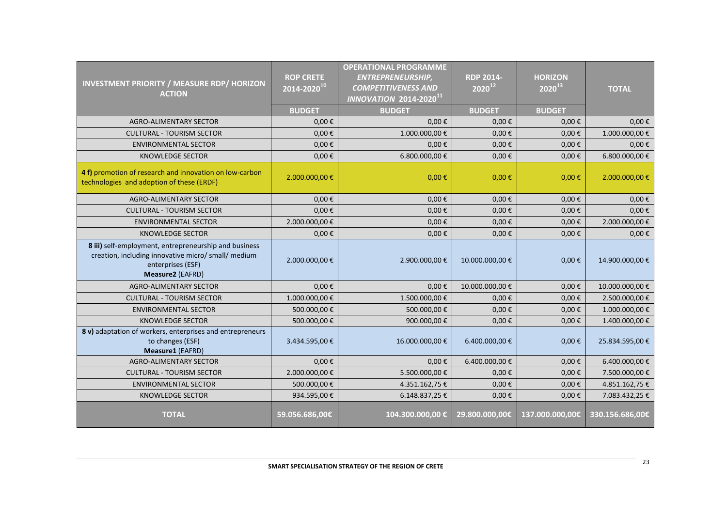| INVESTMENT PRIORITY / MEASURE RDP/ HORIZON ACTION | ROP CRETE 2014-2020[10] | OPERATIONAL PROGRAMME *ENTREPRENEURSHIP, COMPETITIVENESS AND INNOVATION* *2014-2020*[11] | RDP 2014-2020[12] | HORIZON 2020[13] | TOTAL |
|---|---|---|---|---|---|
| | BUDGET | BUDGET | BUDGET | BUDGET | |
| AGRO-ALIMENTARY SECTOR | 0,00 € | 0,00 € | 0,00 € | 0,00 € | 0,00 € |
| CULTURAL - TOURISM SECTOR | 0,00 € | 1.000.000,00 € | 0,00 € | 0,00 € | 1.000.000,00 € |
| ENVIRONMENTAL SECTOR | 0,00 € | 0,00 € | 0,00 € | 0,00 € | 0,00 € |
| KNOWLEDGE SECTOR | 0,00 € | 6.800.000,00 € | 0,00 € | 0,00 € | 6.800.000,00 € |
| **4 f)** promotion of research and innovation on low-carbon technologies and adoption of these (ERDF) | 2.000.000,00 € | 0,00 € | 0,00 € | 0,00 € | 2.000.000,00 € |
| AGRO-ALIMENTARY SECTOR | 0,00 € | 0,00 € | 0,00 € | 0,00 € | 0,00 € |
| CULTURAL - TOURISM SECTOR | 0,00 € | 0,00 € | 0,00 € | 0,00 € | 0,00 € |
| ENVIRONMENTAL SECTOR | 2.000.000,00 € | 0,00 € | 0,00 € | 0,00 € | 2.000.000,00 € |
| KNOWLEDGE SECTOR | 0,00 € | 0,00 € | 0,00 € | 0,00 € | 0,00 € |
| **8 iii)** self-employment, entrepreneurship and business creation, including innovative micro/ small/ medium enterprises (ESF) **Measure2** (EAFRD) | 2.000.000,00 € | 2.900.000,00 € | 10.000.000,00 € | 0,00 € | 14.900.000,00 € |
| AGRO-ALIMENTARY SECTOR | 0,00 € | 0,00 € | 10.000.000,00 € | 0,00 € | 10.000.000,00 € |
| CULTURAL - TOURISM SECTOR | 1.000.000,00 € | 1.500.000,00 € | 0,00 € | 0,00 € | 2.500.000,00 € |
| ENVIRONMENTAL SECTOR | 500.000,00 € | 500.000,00 € | 0,00 € | 0,00 € | 1.000.000,00 € |
| KNOWLEDGE SECTOR | 500.000,00 € | 900.000,00 € | 0,00 € | 0,00 € | 1.400.000,00 € |
| **8 v)** adaptation of workers, enterprises and entrepreneurs to changes (ESF) **Measure1** (EAFRD) | 3.434.595,00 € | 16.000.000,00 € | 6.400.000,00 € | 0,00 € | 25.834.595,00 € |
| AGRO-ALIMENTARY SECTOR | 0,00 € | 0,00 € | 6.400.000,00 € | 0,00 € | 6.400.000,00 € |
| CULTURAL - TOURISM SECTOR | 2.000.000,00 € | 5.500.000,00 € | 0,00 € | 0,00 € | 7.500.000,00 € |
| ENVIRONMENTAL SECTOR | 500.000,00 € | 4.351.162,75 € | 0,00 € | 0,00 € | 4.851.162,75 € |
| KNOWLEDGE SECTOR | 934.595,00 € | 6.148.837,25 € | 0,00 € | 0,00 € | 7.083.432,25 € |
| **TOTAL** | **59.056.686,00€** | **104.300.000,00 €** | **29.800.000,00€** | **137.000.000,00€** | **330.156.686,00€** |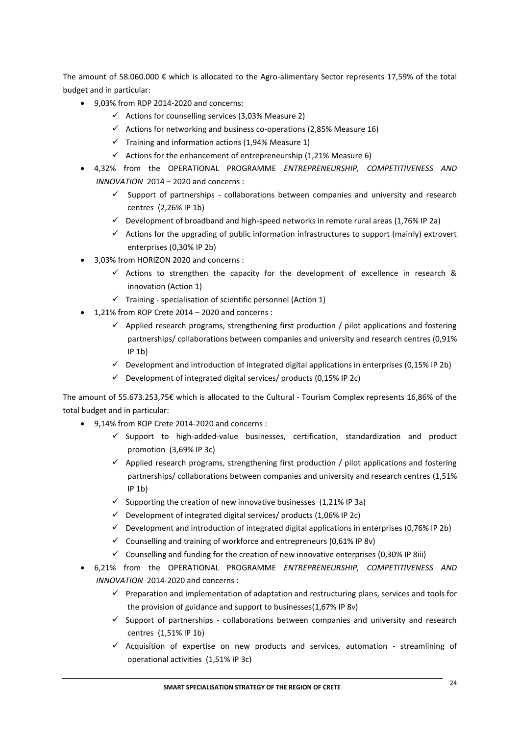The amount of 58.060.000 € which is allocated to the Agro-alimentary Sector represents 17,59% of the total budget and in particular:

- 9,03% from RDP 2014-2020 and concerns:
  - ✓ Actions for counselling services (3,03% Measure 2)
  - ✓ Actions for networking and business co-operations (2,85% Measure 16)
  - ✓ Training and information actions (1,94% Measure 1)
  - ✓ Actions for the enhancement of entrepreneurship (1,21% Measure 6)
- 4,32% from the OPERATIONAL PROGRAMME *ENTREPRENEURSHIP, COMPETITIVENESS AND INNOVATION* 2014 – 2020 and concerns :
  - ✓ Support of partnerships - collaborations between companies and university and research centres (2,26% IP 1b)
  - ✓ Development of broadband and high-speed networks in remote rural areas (1,76% IP 2a)
  - ✓ Actions for the upgrading of public information infrastructures to support (mainly) extrovert enterprises (0,30% IP 2b)
- 3,03% from HORIZON 2020 and concerns :
  - ✓ Actions to strengthen the capacity for the development of excellence in research & innovation (Action 1)
  - ✓ Training - specialisation of scientific personnel (Action 1)
- 1,21% from ROP Crete 2014 – 2020 and concerns :
  - ✓ Applied research programs, strengthening first production / pilot applications and fostering partnerships/ collaborations between companies and university and research centres (0,91% IP 1b)
  - ✓ Development and introduction of integrated digital applications in enterprises (0,15% IP 2b)
  - ✓ Development of integrated digital services/ products (0,15% IP 2c)

The amount of 55.673.253,75€ which is allocated to the Cultural - Tourism Complex represents 16,86% of the total budget and in particular:

- 9,14% from ROP Crete 2014-2020 and concerns :
  - ✓ Support to high-added-value businesses, certification, standardization and product promotion (3,69% IP 3c)
  - ✓ Applied research programs, strengthening first production / pilot applications and fostering partnerships/ collaborations between companies and university and research centres (1,51% IP 1b)
  - ✓ Supporting the creation of new innovative businesses (1,21% IP 3a)
  - ✓ Development of integrated digital services/ products (1,06% IP 2c)
  - ✓ Development and introduction of integrated digital applications in enterprises (0,76% IP 2b)
  - ✓ Counselling and training of workforce and entrepreneurs (0,61% IP 8v)
  - ✓ Counselling and funding for the creation of new innovative enterprises (0,30% IP 8iii)
- 6,21% from the OPERATIONAL PROGRAMME *ENTREPRENEURSHIP, COMPETITIVENESS AND INNOVATION* 2014-2020 and concerns :
  - ✓ Preparation and implementation of adaptation and restructuring plans, services and tools for the provision of guidance and support to businesses(1,67% IP 8v)
  - ✓ Support of partnerships - collaborations between companies and university and research centres (1,51% IP 1b)
  - ✓ Acquisition of expertise on new products and services, automation - streamlining of operational activities (1,51% IP 3c)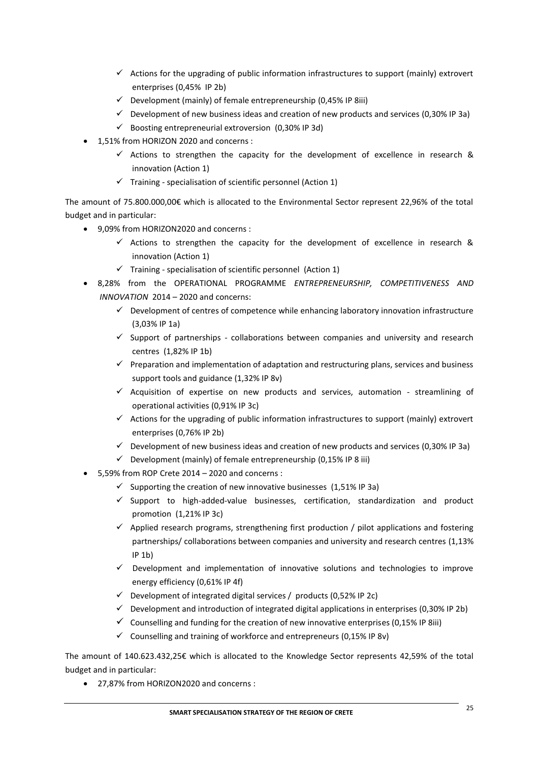- ✓ Actions for the upgrading of public information infrastructures to support (mainly) extrovert enterprises (0,45% IP 2b)
  - ✓ Development (mainly) of female entrepreneurship (0,45% IP 8iii)
  - ✓ Development of new business ideas and creation of new products and services (0,30% IP 3a)
  - ✓ Boosting entrepreneurial extroversion (0,30% IP 3d)
- 1,51% from HORIZON 2020 and concerns :
  - ✓ Actions to strengthen the capacity for the development of excellence in research & innovation (Action 1)
  - ✓ Training - specialisation of scientific personnel (Action 1)

The amount of 75.800.000,00€ which is allocated to the Environmental Sector represent 22,96% of the total budget and in particular:

- 9,09% from HORIZON2020 and concerns :
  - ✓ Actions to strengthen the capacity for the development of excellence in research & innovation (Action 1)
  - ✓ Training - specialisation of scientific personnel (Action 1)
- 8,28% from the OPERATIONAL PROGRAMME *ENTREPRENEURSHIP, COMPETITIVENESS AND INNOVATION* 2014 – 2020 and concerns:
  - ✓ Development of centres of competence while enhancing laboratory innovation infrastructure (3,03% IP 1a)
  - ✓ Support of partnerships - collaborations between companies and university and research centres (1,82% IP 1b)
  - ✓ Preparation and implementation of adaptation and restructuring plans, services and business support tools and guidance (1,32% IP 8v)
  - ✓ Acquisition of expertise on new products and services, automation - streamlining of operational activities (0,91% IP 3c)
  - ✓ Actions for the upgrading of public information infrastructures to support (mainly) extrovert enterprises (0,76% IP 2b)
  - ✓ Development of new business ideas and creation of new products and services (0,30% IP 3a)
  - ✓ Development (mainly) of female entrepreneurship (0,15% IP 8 iii)
- 5,59% from ROP Crete 2014 – 2020 and concerns :
  - ✓ Supporting the creation of new innovative businesses (1,51% IP 3a)
  - ✓ Support to high-added-value businesses, certification, standardization and product promotion (1,21% IP 3c)
  - ✓ Applied research programs, strengthening first production / pilot applications and fostering partnerships/ collaborations between companies and university and research centres (1,13% IP 1b)
  - ✓ Development and implementation of innovative solutions and technologies to improve energy efficiency (0,61% IP 4f)
  - ✓ Development of integrated digital services / products (0,52% IP 2c)
  - ✓ Development and introduction of integrated digital applications in enterprises (0,30% IP 2b)
  - ✓ Counselling and funding for the creation of new innovative enterprises (0,15% IP 8iii)
  - ✓ Counselling and training of workforce and entrepreneurs (0,15% IP 8v)

The amount of 140.623.432,25€ which is allocated to the Knowledge Sector represents 42,59% of the total budget and in particular:

- 27,87% from HORIZON2020 and concerns :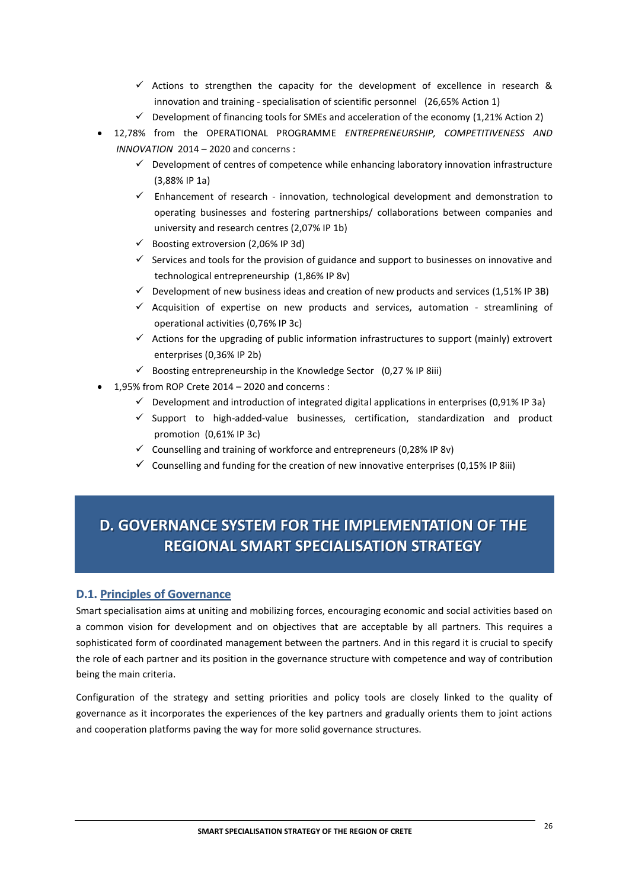- ✓ Actions to strengthen the capacity for the development of excellence in research & innovation and training - specialisation of scientific personnel (26,65% Action 1)
  - ✓ Development of financing tools for SMEs and acceleration of the economy (1,21% Action 2)
- 12,78% from the OPERATIONAL PROGRAMME *ENTREPRENEURSHIP, COMPETITIVENESS AND INNOVATION* 2014 – 2020 and concerns :
  - ✓ Development of centres of competence while enhancing laboratory innovation infrastructure (3,88% IP 1a)
  - ✓ Enhancement of research - innovation, technological development and demonstration to operating businesses and fostering partnerships/ collaborations between companies and university and research centres (2,07% IP 1b)
  - ✓ Boosting extroversion (2,06% IP 3d)
  - ✓ Services and tools for the provision of guidance and support to businesses on innovative and technological entrepreneurship (1,86% IP 8v)
  - ✓ Development of new business ideas and creation of new products and services (1,51% IP 3B)
  - ✓ Acquisition of expertise on new products and services, automation - streamlining of operational activities (0,76% IP 3c)
  - ✓ Actions for the upgrading of public information infrastructures to support (mainly) extrovert enterprises (0,36% IP 2b)
  - ✓ Boosting entrepreneurship in the Knowledge Sector (0,27 % IP 8iii)
- 1,95% from ROP Crete 2014 – 2020 and concerns :
  - ✓ Development and introduction of integrated digital applications in enterprises (0,91% IP 3a)
  - ✓ Support to high-added-value businesses, certification, standardization and product promotion (0,61% IP 3c)
  - ✓ Counselling and training of workforce and entrepreneurs (0,28% IP 8v)
  - ✓ Counselling and funding for the creation of new innovative enterprises (0,15% IP 8iii)

# D. GOVERNANCE SYSTEM FOR THE IMPLEMENTATION OF THE REGIONAL SMART SPECIALISATION STRATEGY

## D.1. Principles of Governance

Smart specialisation aims at uniting and mobilizing forces, encouraging economic and social activities based on a common vision for development and on objectives that are acceptable by all partners. This requires a sophisticated form of coordinated management between the partners. And in this regard it is crucial to specify the role of each partner and its position in the governance structure with competence and way of contribution being the main criteria.

Configuration of the strategy and setting priorities and policy tools are closely linked to the quality of governance as it incorporates the experiences of the key partners and gradually orients them to joint actions and cooperation platforms paving the way for more solid governance structures.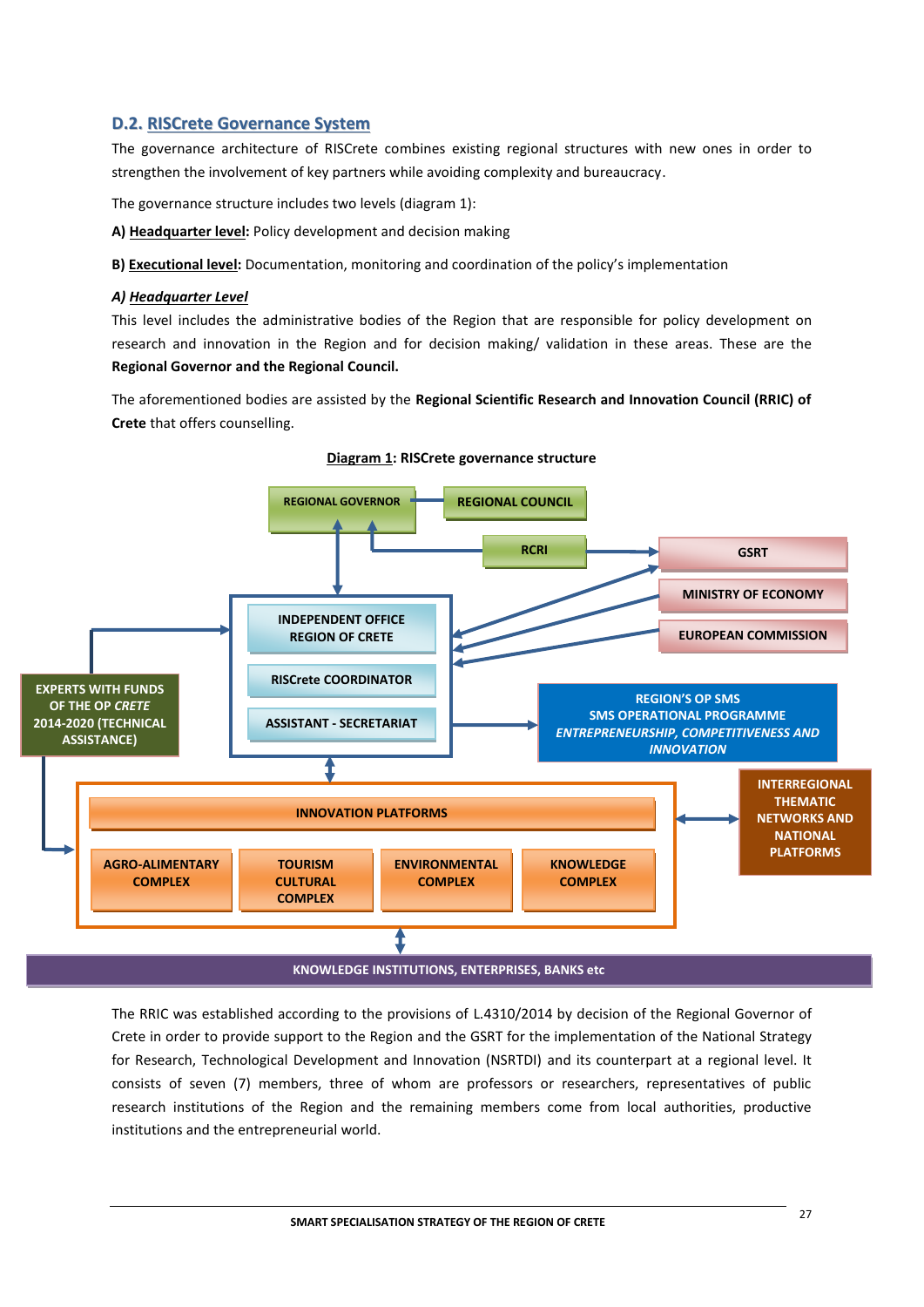## D.2. RISCrete Governance System

The governance architecture of RISCrete combines existing regional structures with new ones in order to strengthen the involvement of key partners while avoiding complexity and bureaucracy.

The governance structure includes two levels (diagram 1):

**A) <u>Headquarter level</u>:** Policy development and decision making

**B) <u>Executional level</u>:** Documentation, monitoring and coordination of the policy's implementation

***A) <u>Headquarter Level</u>***

This level includes the administrative bodies of the Region that are responsible for policy development on research and innovation in the Region and for decision making/ validation in these areas. These are the **Regional Governor and the Regional Council.**

The aforementioned bodies are assisted by the **Regional Scientific Research and Innovation Council (RRIC) of Crete** that offers counselling.

**<u>Diagram 1</u>: RISCrete governance structure**

REGIONAL GOVERNOR

REGIONAL COUNCIL

RCRI

GSRT

MINISTRY OF ECONOMY

EUROPEAN COMMISSION

INDEPENDENT OFFICE REGION OF CRETE

RISCrete COORDINATOR

ASSISTANT - SECRETARIAT

EXPERTS WITH FUNDS OF THE OP *CRETE* 2014-2020 (TECHNICAL ASSISTANCE)

REGION'S OP SMS
SMS OPERATIONAL PROGRAMME
*ENTREPRENEURSHIP, COMPETITIVENESS AND INNOVATION*

INNOVATION PLATFORMS

AGRO-ALIMENTARY COMPLEX

TOURISM CULTURAL COMPLEX

ENVIRONMENTAL COMPLEX

KNOWLEDGE COMPLEX

INTERREGIONAL THEMATIC NETWORKS AND NATIONAL PLATFORMS

KNOWLEDGE INSTITUTIONS, ENTERPRISES, BANKS etc

The RRIC was established according to the provisions of L.4310/2014 by decision of the Regional Governor of Crete in order to provide support to the Region and the GSRT for the implementation of the National Strategy for Research, Technological Development and Innovation (NSRTDI) and its counterpart at a regional level. It consists of seven (7) members, three of whom are professors or researchers, representatives of public research institutions of the Region and the remaining members come from local authorities, productive institutions and the entrepreneurial world.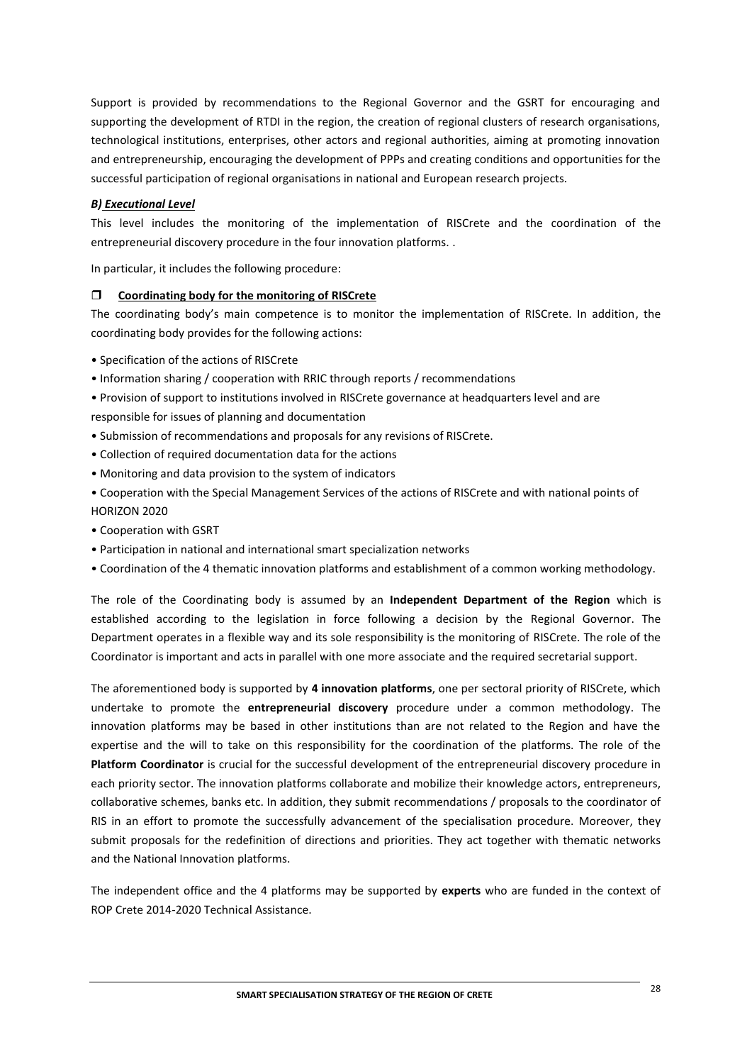Support is provided by recommendations to the Regional Governor and the GSRT for encouraging and supporting the development of RTDI in the region, the creation of regional clusters of research organisations, technological institutions, enterprises, other actors and regional authorities, aiming at promoting innovation and entrepreneurship, encouraging the development of PPPs and creating conditions and opportunities for the successful participation of regional organisations in national and European research projects.

***B) Executional Level***

This level includes the monitoring of the implementation of RISCrete and the coordination of the entrepreneurial discovery procedure in the four innovation platforms. .

In particular, it includes the following procedure:

❒ **Coordinating body for the monitoring of RISCrete**

The coordinating body's main competence is to monitor the implementation of RISCrete. In addition, the coordinating body provides for the following actions:

- Specification of the actions of RISCrete
- Information sharing / cooperation with RRIC through reports / recommendations
- Provision of support to institutions involved in RISCrete governance at headquarters level and are responsible for issues of planning and documentation
- Submission of recommendations and proposals for any revisions of RISCrete.
- Collection of required documentation data for the actions
- Monitoring and data provision to the system of indicators
- Cooperation with the Special Management Services of the actions of RISCrete and with national points of HORIZON 2020
- Cooperation with GSRT
- Participation in national and international smart specialization networks
- Coordination of the 4 thematic innovation platforms and establishment of a common working methodology.

The role of the Coordinating body is assumed by an **Independent Department of the Region** which is established according to the legislation in force following a decision by the Regional Governor. The Department operates in a flexible way and its sole responsibility is the monitoring of RISCrete. The role of the Coordinator is important and acts in parallel with one more associate and the required secretarial support.

The aforementioned body is supported by **4 innovation platforms**, one per sectoral priority of RISCrete, which undertake to promote the **entrepreneurial discovery** procedure under a common methodology. The innovation platforms may be based in other institutions than are not related to the Region and have the expertise and the will to take on this responsibility for the coordination of the platforms. The role of the **Platform Coordinator** is crucial for the successful development of the entrepreneurial discovery procedure in each priority sector. The innovation platforms collaborate and mobilize their knowledge actors, entrepreneurs, collaborative schemes, banks etc. In addition, they submit recommendations / proposals to the coordinator of RIS in an effort to promote the successfully advancement of the specialisation procedure. Moreover, they submit proposals for the redefinition of directions and priorities. They act together with thematic networks and the National Innovation platforms.

The independent office and the 4 platforms may be supported by **experts** who are funded in the context of ROP Crete 2014-2020 Technical Assistance.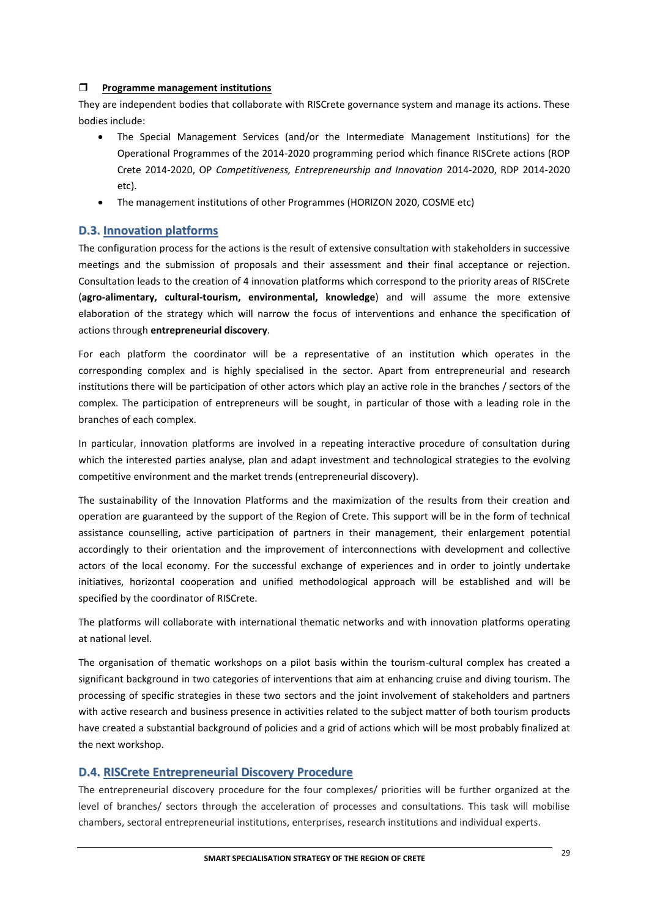- **Programme management institutions**

They are independent bodies that collaborate with RISCrete governance system and manage its actions. These bodies include:

- The Special Management Services (and/or the Intermediate Management Institutions) for the Operational Programmes of the 2014-2020 programming period which finance RISCrete actions (ROP Crete 2014-2020, OP *Competitiveness, Entrepreneurship and Innovation* 2014-2020, RDP 2014-2020 etc).
- The management institutions of other Programmes (HORIZON 2020, COSME etc)

## D.3. Innovation platforms

The configuration process for the actions is the result of extensive consultation with stakeholders in successive meetings and the submission of proposals and their assessment and their final acceptance or rejection. Consultation leads to the creation of 4 innovation platforms which correspond to the priority areas of RISCrete (**agro-alimentary, cultural-tourism, environmental, knowledge**) and will assume the more extensive elaboration of the strategy which will narrow the focus of interventions and enhance the specification of actions through **entrepreneurial discovery**.

For each platform the coordinator will be a representative of an institution which operates in the corresponding complex and is highly specialised in the sector. Apart from entrepreneurial and research institutions there will be participation of other actors which play an active role in the branches / sectors of the complex. The participation of entrepreneurs will be sought, in particular of those with a leading role in the branches of each complex.

In particular, innovation platforms are involved in a repeating interactive procedure of consultation during which the interested parties analyse, plan and adapt investment and technological strategies to the evolving competitive environment and the market trends (entrepreneurial discovery).

The sustainability of the Innovation Platforms and the maximization of the results from their creation and operation are guaranteed by the support of the Region of Crete. This support will be in the form of technical assistance counselling, active participation of partners in their management, their enlargement potential accordingly to their orientation and the improvement of interconnections with development and collective actors of the local economy. For the successful exchange of experiences and in order to jointly undertake initiatives, horizontal cooperation and unified methodological approach will be established and will be specified by the coordinator of RISCrete.

The platforms will collaborate with international thematic networks and with innovation platforms operating at national level.

The organisation of thematic workshops on a pilot basis within the tourism-cultural complex has created a significant background in two categories of interventions that aim at enhancing cruise and diving tourism. The processing of specific strategies in these two sectors and the joint involvement of stakeholders and partners with active research and business presence in activities related to the subject matter of both tourism products have created a substantial background of policies and a grid of actions which will be most probably finalized at the next workshop.

## D.4. RISCrete Entrepreneurial Discovery Procedure

The entrepreneurial discovery procedure for the four complexes/ priorities will be further organized at the level of branches/ sectors through the acceleration of processes and consultations. This task will mobilise chambers, sectoral entrepreneurial institutions, enterprises, research institutions and individual experts.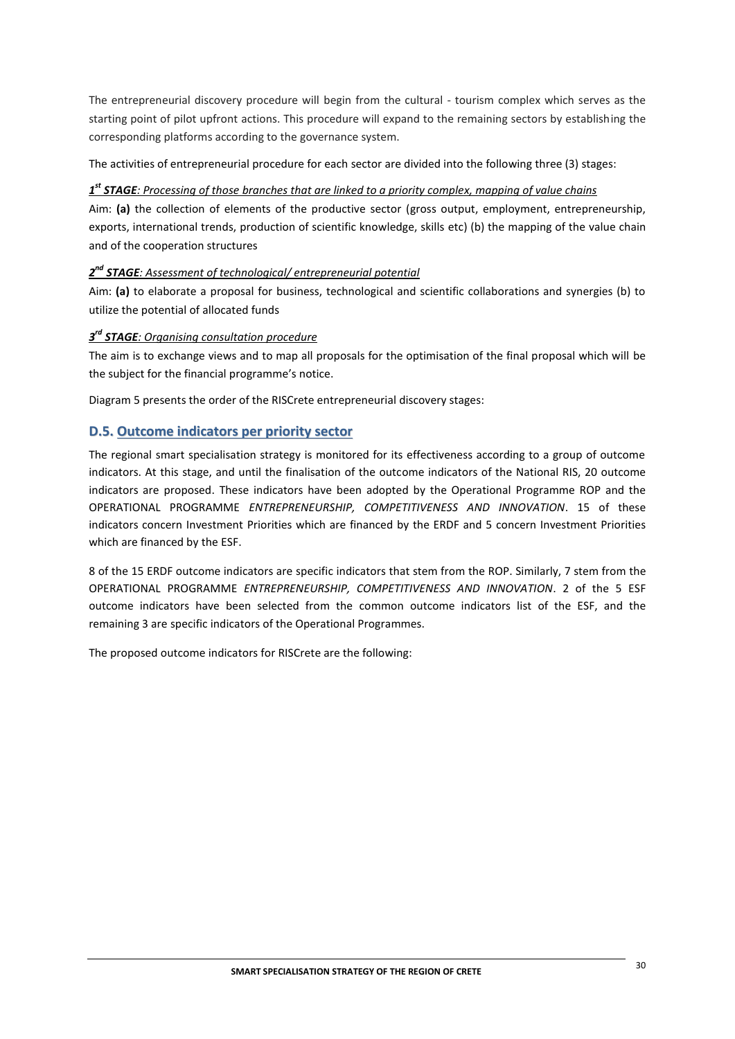The entrepreneurial discovery procedure will begin from the cultural - tourism complex which serves as the starting point of pilot upfront actions. This procedure will expand to the remaining sectors by establishing the corresponding platforms according to the governance system.

The activities of entrepreneurial procedure for each sector are divided into the following three (3) stages:

***1st STAGE**: Processing of those branches that are linked to a priority complex, mapping of value chains*

Aim: **(a)** the collection of elements of the productive sector (gross output, employment, entrepreneurship, exports, international trends, production of scientific knowledge, skills etc) (b) the mapping of the value chain and of the cooperation structures

***2nd STAGE**: Assessment of technological/ entrepreneurial potential*

Aim: **(a)** to elaborate a proposal for business, technological and scientific collaborations and synergies (b) to utilize the potential of allocated funds

***3rd STAGE**: Organising consultation procedure*

The aim is to exchange views and to map all proposals for the optimisation of the final proposal which will be the subject for the financial programme's notice.

Diagram 5 presents the order of the RISCrete entrepreneurial discovery stages:

## D.5. Outcome indicators per priority sector

The regional smart specialisation strategy is monitored for its effectiveness according to a group of outcome indicators. At this stage, and until the finalisation of the outcome indicators of the National RIS, 20 outcome indicators are proposed. These indicators have been adopted by the Operational Programme ROP and the OPERATIONAL PROGRAMME *ENTREPRENEURSHIP, COMPETITIVENESS AND INNOVATION*. 15 of these indicators concern Investment Priorities which are financed by the ERDF and 5 concern Investment Priorities which are financed by the ESF.

8 of the 15 ERDF outcome indicators are specific indicators that stem from the ROP. Similarly, 7 stem from the OPERATIONAL PROGRAMME *ENTREPRENEURSHIP, COMPETITIVENESS AND INNOVATION*. 2 of the 5 ESF outcome indicators have been selected from the common outcome indicators list of the ESF, and the remaining 3 are specific indicators of the Operational Programmes.

The proposed outcome indicators for RISCrete are the following: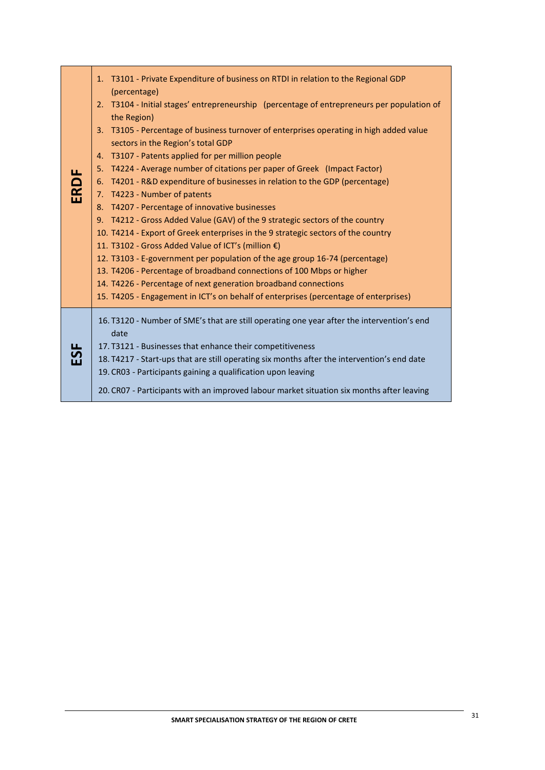| | |
|---|---|
| **ERDF** | 1. T3101 - Private Expenditure of business on RTDI in relation to the Regional GDP (percentage)<br>2. T3104 - Initial stages' entrepreneurship (percentage of entrepreneurs per population of the Region)<br>3. T3105 - Percentage of business turnover of enterprises operating in high added value sectors in the Region's total GDP<br>4. T3107 - Patents applied for per million people<br>5. T4224 - Average number of citations per paper of Greek (Impact Factor)<br>6. T4201 - R&D expenditure of businesses in relation to the GDP (percentage)<br>7. T4223 - Number of patents<br>8. T4207 - Percentage of innovative businesses<br>9. T4212 - Gross Added Value (GAV) of the 9 strategic sectors of the country<br>10. T4214 - Export of Greek enterprises in the 9 strategic sectors of the country<br>11. T3102 - Gross Added Value of ICT's (million €)<br>12. T3103 - E-government per population of the age group 16-74 (percentage)<br>13. T4206 - Percentage of broadband connections of 100 Mbps or higher<br>14. T4226 - Percentage of next generation broadband connections<br>15. T4205 - Engagement in ICT's on behalf of enterprises (percentage of enterprises) |
| **ESF** | 16. T3120 - Number of SME's that are still operating one year after the intervention's end date<br>17. T3121 - Businesses that enhance their competitiveness<br>18. T4217 - Start-ups that are still operating six months after the intervention's end date<br>19. CR03 - Participants gaining a qualification upon leaving<br>20. CR07 - Participants with an improved labour market situation six months after leaving |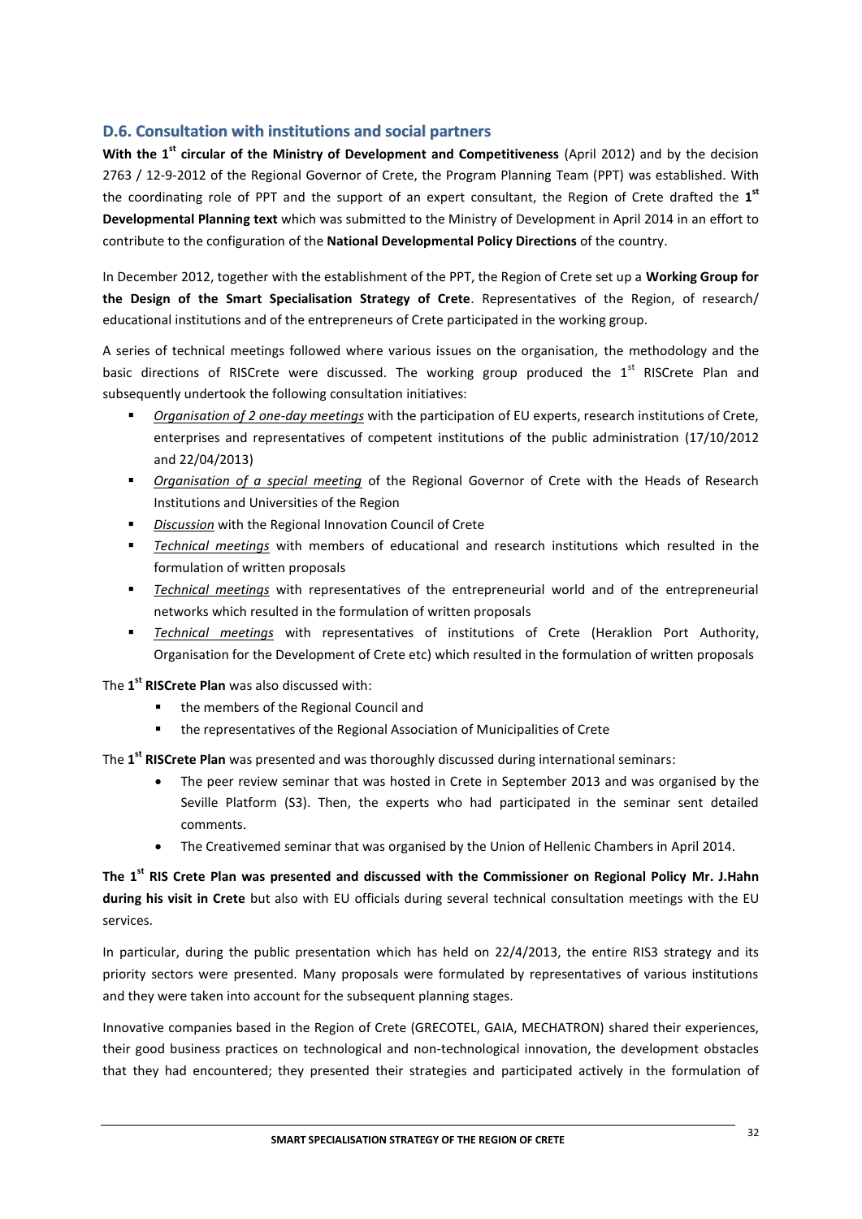## D.6. Consultation with institutions and social partners

**With the 1st circular of the Ministry of Development and Competitiveness** (April 2012) and by the decision 2763 / 12-9-2012 of the Regional Governor of Crete, the Program Planning Team (PPT) was established. With the coordinating role of PPT and the support of an expert consultant, the Region of Crete drafted the **1st Developmental Planning text** which was submitted to the Ministry of Development in April 2014 in an effort to contribute to the configuration of the **National Developmental Policy Directions** of the country.

In December 2012, together with the establishment of the PPT, the Region of Crete set up a **Working Group for the Design of the Smart Specialisation Strategy of Crete**. Representatives of the Region, of research/ educational institutions and of the entrepreneurs of Crete participated in the working group.

A series of technical meetings followed where various issues on the organisation, the methodology and the basic directions of RISCrete were discussed. The working group produced the 1st RISCrete Plan and subsequently undertook the following consultation initiatives:

- *Organisation of 2 one-day meetings* with the participation of EU experts, research institutions of Crete, enterprises and representatives of competent institutions of the public administration (17/10/2012 and 22/04/2013)
- *Organisation of a special meeting* of the Regional Governor of Crete with the Heads of Research Institutions and Universities of the Region
- *Discussion* with the Regional Innovation Council of Crete
- *Technical meetings* with members of educational and research institutions which resulted in the formulation of written proposals
- *Technical meetings* with representatives of the entrepreneurial world and of the entrepreneurial networks which resulted in the formulation of written proposals
- *Technical meetings* with representatives of institutions of Crete (Heraklion Port Authority, Organisation for the Development of Crete etc) which resulted in the formulation of written proposals

The **1st RISCrete Plan** was also discussed with:

- the members of the Regional Council and
- the representatives of the Regional Association of Municipalities of Crete

The **1st RISCrete Plan** was presented and was thoroughly discussed during international seminars:

- The peer review seminar that was hosted in Crete in September 2013 and was organised by the Seville Platform (S3). Then, the experts who had participated in the seminar sent detailed comments.
- The Creativemed seminar that was organised by the Union of Hellenic Chambers in April 2014.

**The 1st RIS Crete Plan was presented and discussed with the Commissioner on Regional Policy Mr. J.Hahn during his visit in Crete** but also with EU officials during several technical consultation meetings with the EU services.

In particular, during the public presentation which has held on 22/4/2013, the entire RIS3 strategy and its priority sectors were presented. Many proposals were formulated by representatives of various institutions and they were taken into account for the subsequent planning stages.

Innovative companies based in the Region of Crete (GRECOTEL, GAIA, MECHATRON) shared their experiences, their good business practices on technological and non-technological innovation, the development obstacles that they had encountered; they presented their strategies and participated actively in the formulation of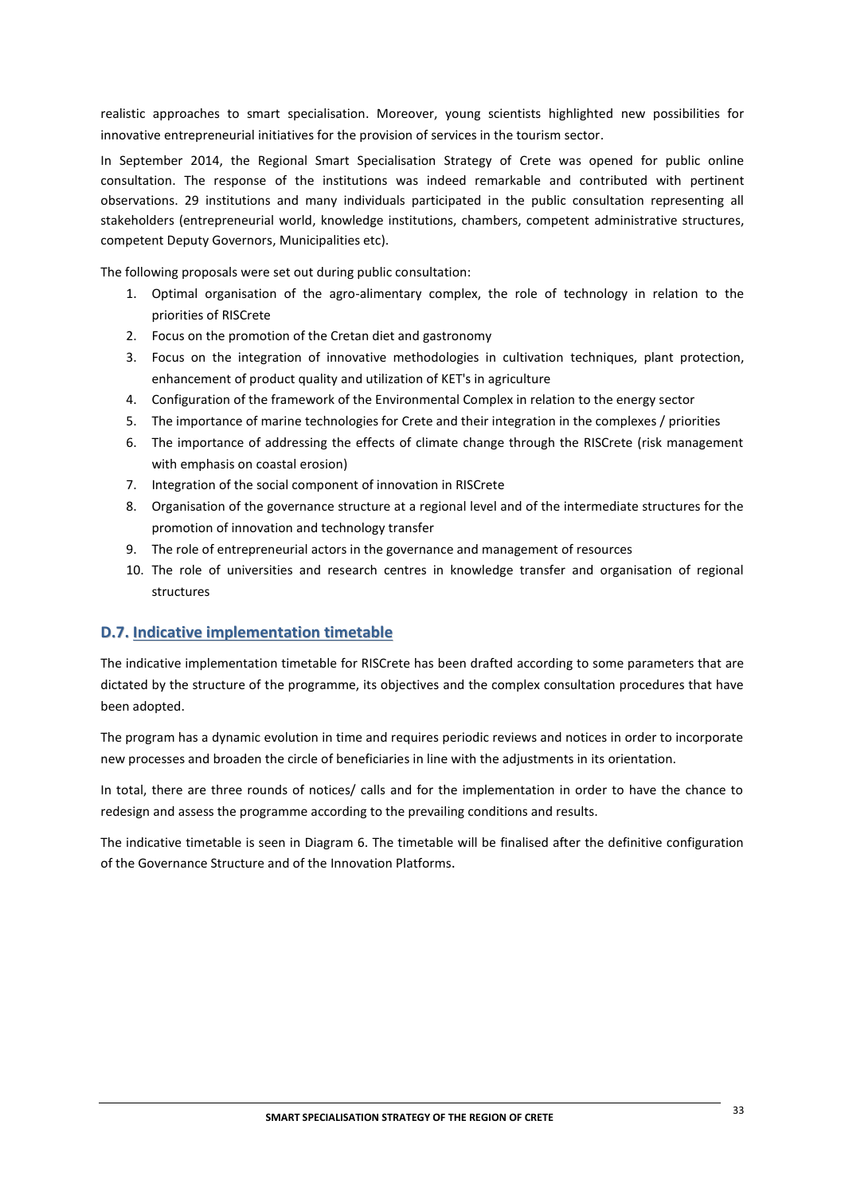realistic approaches to smart specialisation. Moreover, young scientists highlighted new possibilities for innovative entrepreneurial initiatives for the provision of services in the tourism sector.

In September 2014, the Regional Smart Specialisation Strategy of Crete was opened for public online consultation. The response of the institutions was indeed remarkable and contributed with pertinent observations. 29 institutions and many individuals participated in the public consultation representing all stakeholders (entrepreneurial world, knowledge institutions, chambers, competent administrative structures, competent Deputy Governors, Municipalities etc).

The following proposals were set out during public consultation:

1. Optimal organisation of the agro-alimentary complex, the role of technology in relation to the priorities of RISCrete
2. Focus on the promotion of the Cretan diet and gastronomy
3. Focus on the integration of innovative methodologies in cultivation techniques, plant protection, enhancement of product quality and utilization of KET's in agriculture
4. Configuration of the framework of the Environmental Complex in relation to the energy sector
5. The importance of marine technologies for Crete and their integration in the complexes / priorities
6. The importance of addressing the effects of climate change through the RISCrete (risk management with emphasis on coastal erosion)
7. Integration of the social component of innovation in RISCrete
8. Organisation of the governance structure at a regional level and of the intermediate structures for the promotion of innovation and technology transfer
9. The role of entrepreneurial actors in the governance and management of resources
10. The role of universities and research centres in knowledge transfer and organisation of regional structures

## D.7. Indicative implementation timetable

The indicative implementation timetable for RISCrete has been drafted according to some parameters that are dictated by the structure of the programme, its objectives and the complex consultation procedures that have been adopted.

The program has a dynamic evolution in time and requires periodic reviews and notices in order to incorporate new processes and broaden the circle of beneficiaries in line with the adjustments in its orientation.

In total, there are three rounds of notices/ calls and for the implementation in order to have the chance to redesign and assess the programme according to the prevailing conditions and results.

The indicative timetable is seen in Diagram 6. The timetable will be finalised after the definitive configuration of the Governance Structure and of the Innovation Platforms.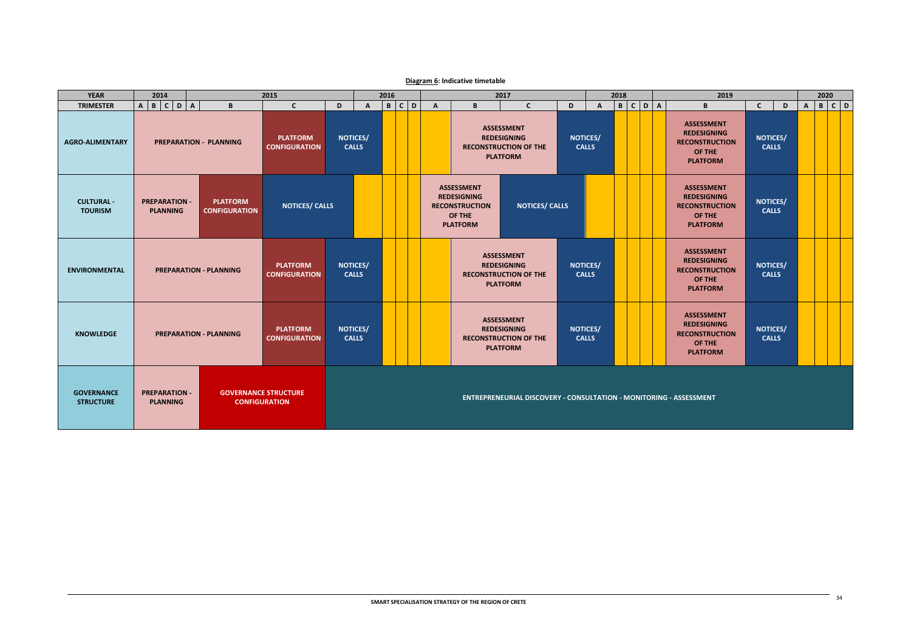**Diagram 6: Indicative timetable**

| YEAR | 2014 | | | | 2015 | | | | 2016 | | | | 2017 | | | | 2018 | | | | 2019 | | | | 2020 | | | |
|---|---|---|---|---|---|---|---|---|---|---|---|---|---|---|---|---|---|---|---|---|---|---|---|---|---|---|---|---|
| **TRIMESTER** | A | B | C | D | A | B | C | D | A | B | C | D | A | B | C | D | A | B | C | D | A | B | C | D | A | B | C | D |
| **AGRO-ALIMENTARY** | PREPARATION - PLANNING | | | | | | PLATFORM CONFIGURATION | NOTICES/ CALLS | | | | | | ASSESSMENT REDESIGNING RECONSTRUCTION OF THE PLATFORM | | NOTICES/ CALLS | | | | | | ASSESSMENT REDESIGNING RECONSTRUCTION OF THE PLATFORM | NOTICES/ CALLS | | | | | |
| **CULTURAL - TOURISM** | PREPARATION - PLANNING | | | | | PLATFORM CONFIGURATION | NOTICES/ CALLS | | | | | | ASSESSMENT REDESIGNING RECONSTRUCTION OF THE PLATFORM | | NOTICES/ CALLS | | | | | | | ASSESSMENT REDESIGNING RECONSTRUCTION OF THE PLATFORM | NOTICES/ CALLS | | | | | |
| **ENVIRONMENTAL** | PREPARATION - PLANNING | | | | | | PLATFORM CONFIGURATION | NOTICES/ CALLS | | | | | | ASSESSMENT REDESIGNING RECONSTRUCTION OF THE PLATFORM | | NOTICES/ CALLS | | | | | | ASSESSMENT REDESIGNING RECONSTRUCTION OF THE PLATFORM | NOTICES/ CALLS | | | | | |
| **KNOWLEDGE** | PREPARATION - PLANNING | | | | | | PLATFORM CONFIGURATION | NOTICES/ CALLS | | | | | | ASSESSMENT REDESIGNING RECONSTRUCTION OF THE PLATFORM | | NOTICES/ CALLS | | | | | | ASSESSMENT REDESIGNING RECONSTRUCTION OF THE PLATFORM | NOTICES/ CALLS | | | | | |
| **GOVERNANCE STRUCTURE** | PREPARATION - PLANNING | | | | | GOVERNANCE STRUCTURE CONFIGURATION | | ENTREPRENEURIAL DISCOVERY - CONSULTATION - MONITORING - ASSESSMENT | | | | | | | | | | | | | | | | | | | | |